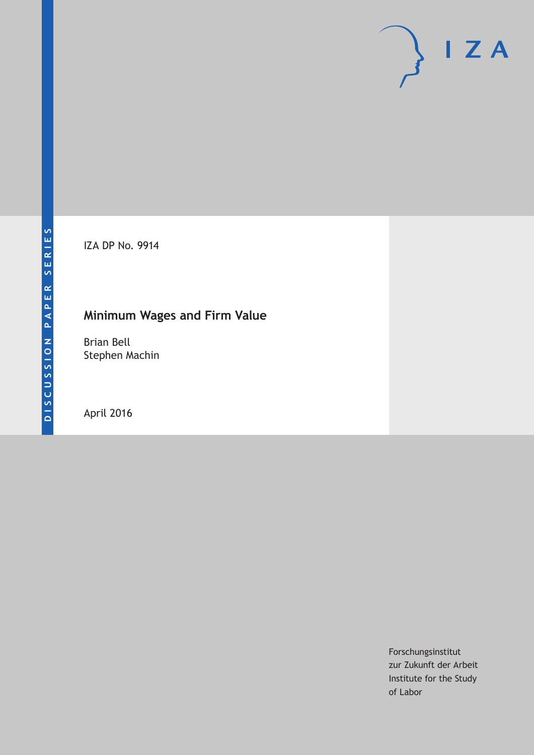DISCUSSION PAPER SERIES

IZA DP No. 9914

# Minimum Wages and Firm Value

Brian Bell
Stephen Machin

April 2016

I Z A

Forschungsinstitut
zur Zukunft der Arbeit
Institute for the Study
of Labor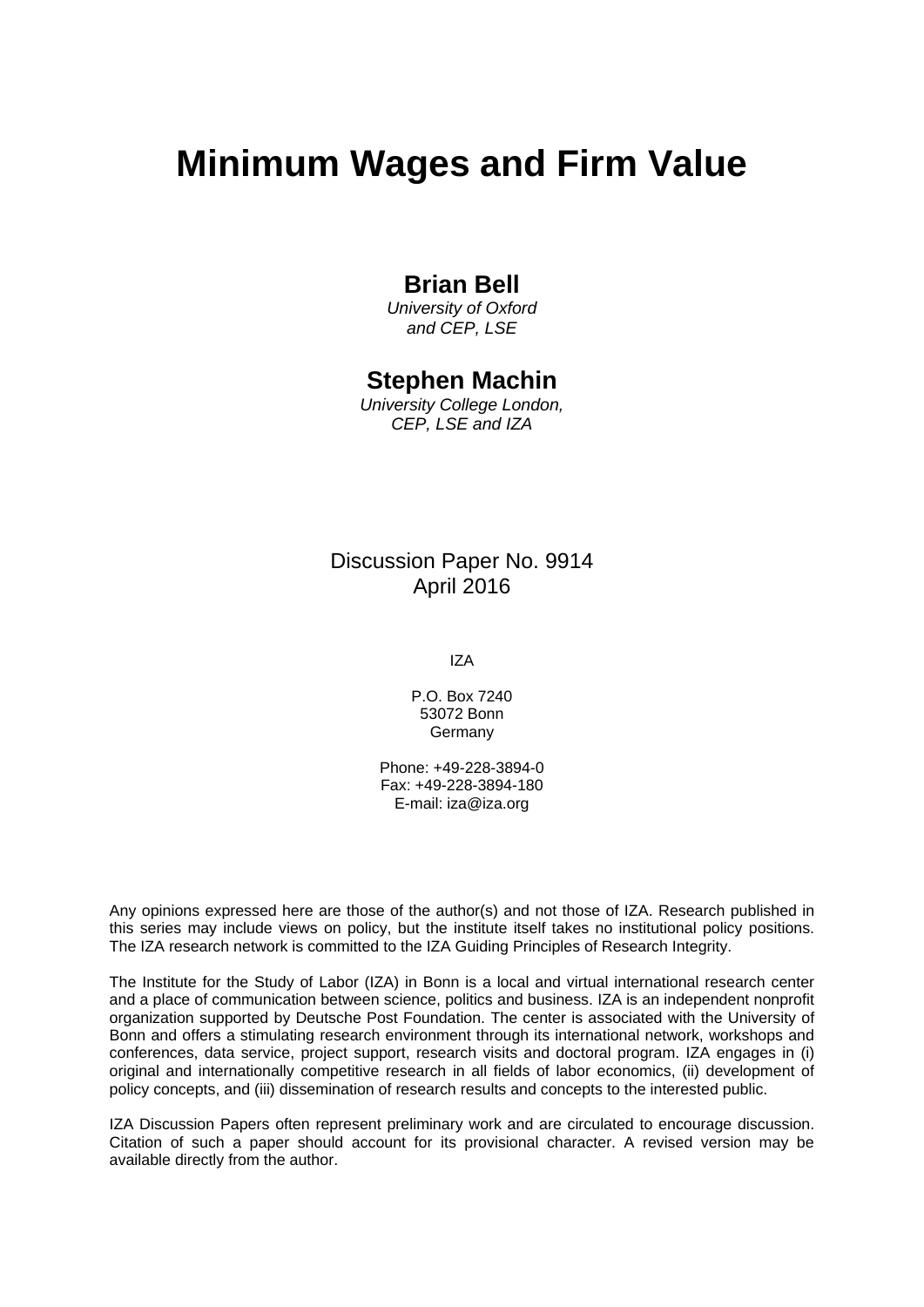# Minimum Wages and Firm Value

**Brian Bell**

*University of Oxford and CEP, LSE*

**Stephen Machin**

*University College London, CEP, LSE and IZA*

Discussion Paper No. 9914
April 2016

IZA

P.O. Box 7240
53072 Bonn
Germany

Phone: +49-228-3894-0
Fax: +49-228-3894-180
E-mail: iza@iza.org

Any opinions expressed here are those of the author(s) and not those of IZA. Research published in this series may include views on policy, but the institute itself takes no institutional policy positions. The IZA research network is committed to the IZA Guiding Principles of Research Integrity.

The Institute for the Study of Labor (IZA) in Bonn is a local and virtual international research center and a place of communication between science, politics and business. IZA is an independent nonprofit organization supported by Deutsche Post Foundation. The center is associated with the University of Bonn and offers a stimulating research environment through its international network, workshops and conferences, data service, project support, research visits and doctoral program. IZA engages in (i) original and internationally competitive research in all fields of labor economics, (ii) development of policy concepts, and (iii) dissemination of research results and concepts to the interested public.

IZA Discussion Papers often represent preliminary work and are circulated to encourage discussion. Citation of such a paper should account for its provisional character. A revised version may be available directly from the author.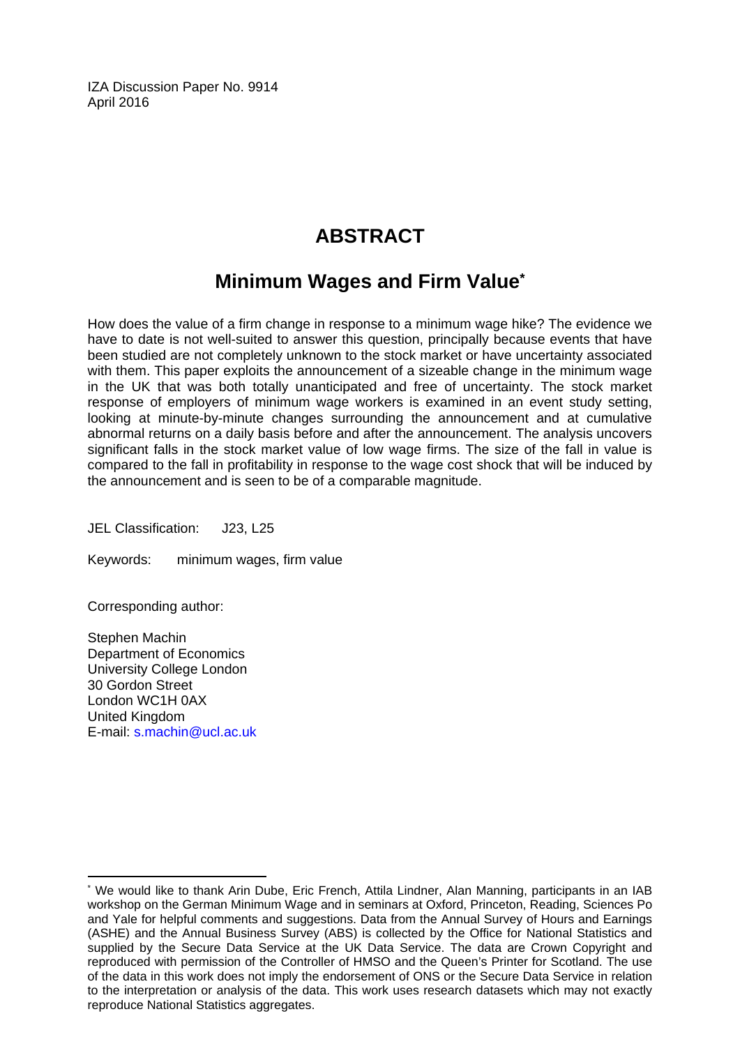IZA Discussion Paper No. 9914
April 2016

# ABSTRACT

## Minimum Wages and Firm Value*

How does the value of a firm change in response to a minimum wage hike? The evidence we have to date is not well-suited to answer this question, principally because events that have been studied are not completely unknown to the stock market or have uncertainty associated with them. This paper exploits the announcement of a sizeable change in the minimum wage in the UK that was both totally unanticipated and free of uncertainty. The stock market response of employers of minimum wage workers is examined in an event study setting, looking at minute-by-minute changes surrounding the announcement and at cumulative abnormal returns on a daily basis before and after the announcement. The analysis uncovers significant falls in the stock market value of low wage firms. The size of the fall in value is compared to the fall in profitability in response to the wage cost shock that will be induced by the announcement and is seen to be of a comparable magnitude.

JEL Classification: J23, L25

Keywords: minimum wages, firm value

Corresponding author:

Stephen Machin
Department of Economics
University College London
30 Gordon Street
London WC1H 0AX
United Kingdom
E-mail: s.machin@ucl.ac.uk

---

* We would like to thank Arin Dube, Eric French, Attila Lindner, Alan Manning, participants in an IAB workshop on the German Minimum Wage and in seminars at Oxford, Princeton, Reading, Sciences Po and Yale for helpful comments and suggestions. Data from the Annual Survey of Hours and Earnings (ASHE) and the Annual Business Survey (ABS) is collected by the Office for National Statistics and supplied by the Secure Data Service at the UK Data Service. The data are Crown Copyright and reproduced with permission of the Controller of HMSO and the Queen's Printer for Scotland. The use of the data in this work does not imply the endorsement of ONS or the Secure Data Service in relation to the interpretation or analysis of the data. This work uses research datasets which may not exactly reproduce National Statistics aggregates.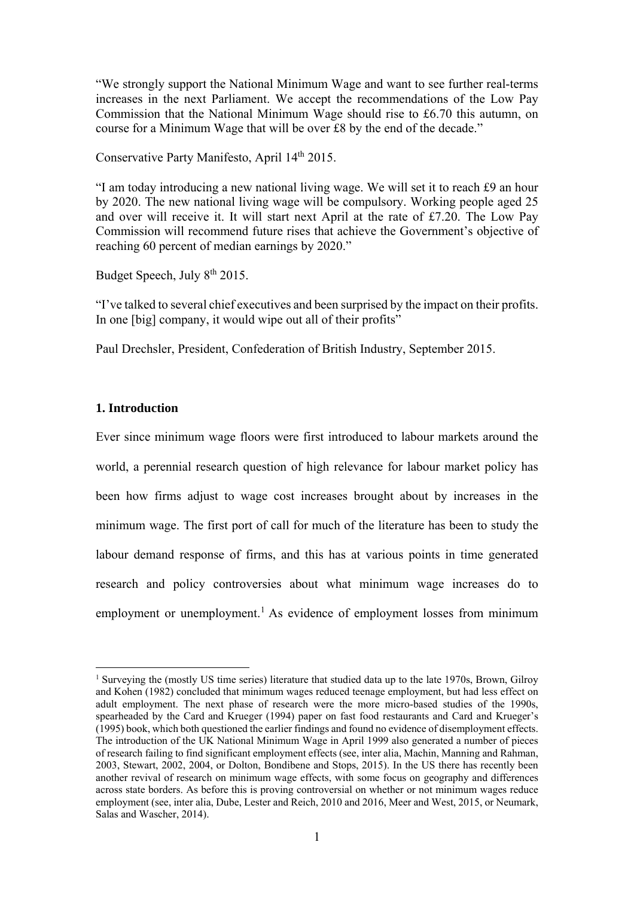"We strongly support the National Minimum Wage and want to see further real-terms increases in the next Parliament. We accept the recommendations of the Low Pay Commission that the National Minimum Wage should rise to £6.70 this autumn, on course for a Minimum Wage that will be over £8 by the end of the decade."

Conservative Party Manifesto, April 14th 2015.

"I am today introducing a new national living wage. We will set it to reach £9 an hour by 2020. The new national living wage will be compulsory. Working people aged 25 and over will receive it. It will start next April at the rate of £7.20. The Low Pay Commission will recommend future rises that achieve the Government's objective of reaching 60 percent of median earnings by 2020."

Budget Speech, July 8th 2015.

"I've talked to several chief executives and been surprised by the impact on their profits. In one [big] company, it would wipe out all of their profits"

Paul Drechsler, President, Confederation of British Industry, September 2015.

## 1. Introduction

Ever since minimum wage floors were first introduced to labour markets around the world, a perennial research question of high relevance for labour market policy has been how firms adjust to wage cost increases brought about by increases in the minimum wage. The first port of call for much of the literature has been to study the labour demand response of firms, and this has at various points in time generated research and policy controversies about what minimum wage increases do to employment or unemployment.[1] As evidence of employment losses from minimum

[1] Surveying the (mostly US time series) literature that studied data up to the late 1970s, Brown, Gilroy and Kohen (1982) concluded that minimum wages reduced teenage employment, but had less effect on adult employment. The next phase of research were the more micro-based studies of the 1990s, spearheaded by the Card and Krueger (1994) paper on fast food restaurants and Card and Krueger's (1995) book, which both questioned the earlier findings and found no evidence of disemployment effects. The introduction of the UK National Minimum Wage in April 1999 also generated a number of pieces of research failing to find significant employment effects (see, inter alia, Machin, Manning and Rahman, 2003, Stewart, 2002, 2004, or Dolton, Bondibene and Stops, 2015). In the US there has recently been another revival of research on minimum wage effects, with some focus on geography and differences across state borders. As before this is proving controversial on whether or not minimum wages reduce employment (see, inter alia, Dube, Lester and Reich, 2010 and 2016, Meer and West, 2015, or Neumark, Salas and Wascher, 2014).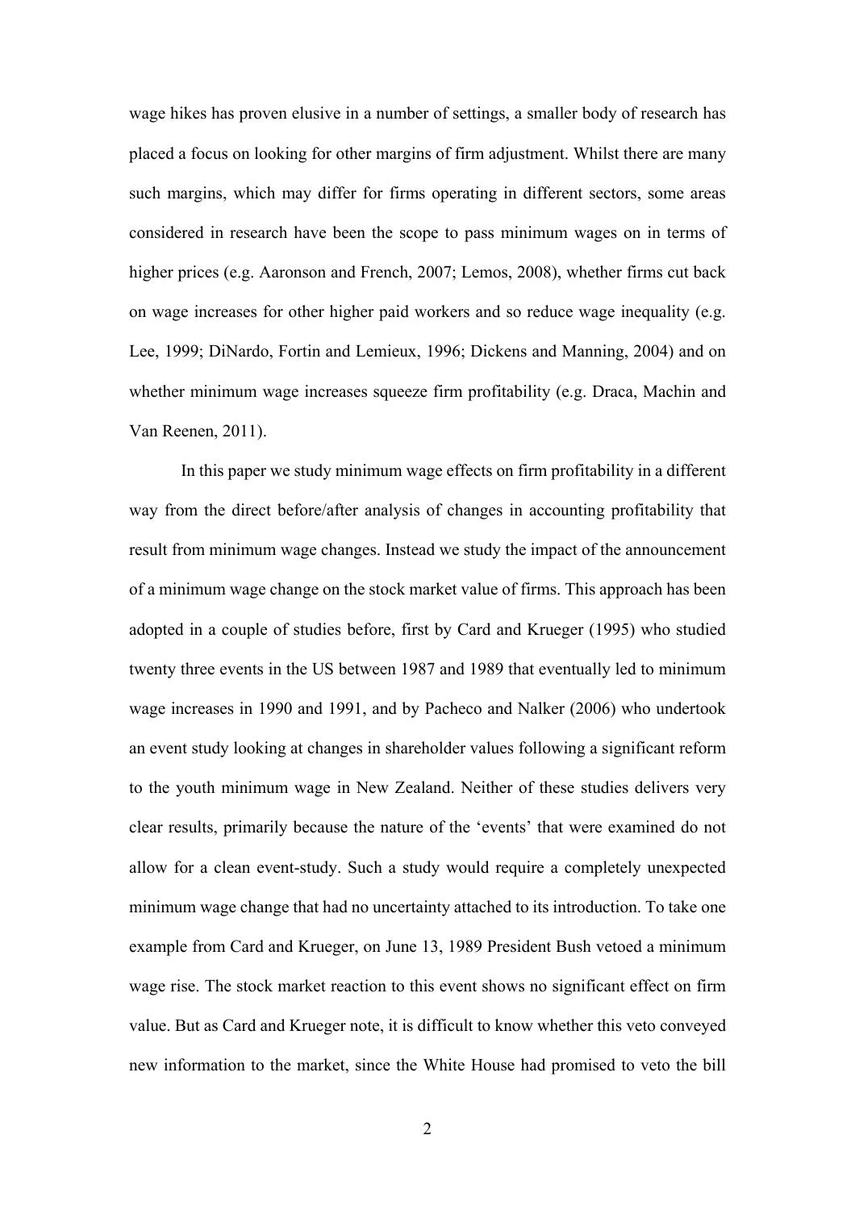wage hikes has proven elusive in a number of settings, a smaller body of research has placed a focus on looking for other margins of firm adjustment. Whilst there are many such margins, which may differ for firms operating in different sectors, some areas considered in research have been the scope to pass minimum wages on in terms of higher prices (e.g. Aaronson and French, 2007; Lemos, 2008), whether firms cut back on wage increases for other higher paid workers and so reduce wage inequality (e.g. Lee, 1999; DiNardo, Fortin and Lemieux, 1996; Dickens and Manning, 2004) and on whether minimum wage increases squeeze firm profitability (e.g. Draca, Machin and Van Reenen, 2011).

In this paper we study minimum wage effects on firm profitability in a different way from the direct before/after analysis of changes in accounting profitability that result from minimum wage changes. Instead we study the impact of the announcement of a minimum wage change on the stock market value of firms. This approach has been adopted in a couple of studies before, first by Card and Krueger (1995) who studied twenty three events in the US between 1987 and 1989 that eventually led to minimum wage increases in 1990 and 1991, and by Pacheco and Nalker (2006) who undertook an event study looking at changes in shareholder values following a significant reform to the youth minimum wage in New Zealand. Neither of these studies delivers very clear results, primarily because the nature of the 'events' that were examined do not allow for a clean event-study. Such a study would require a completely unexpected minimum wage change that had no uncertainty attached to its introduction. To take one example from Card and Krueger, on June 13, 1989 President Bush vetoed a minimum wage rise. The stock market reaction to this event shows no significant effect on firm value. But as Card and Krueger note, it is difficult to know whether this veto conveyed new information to the market, since the White House had promised to veto the bill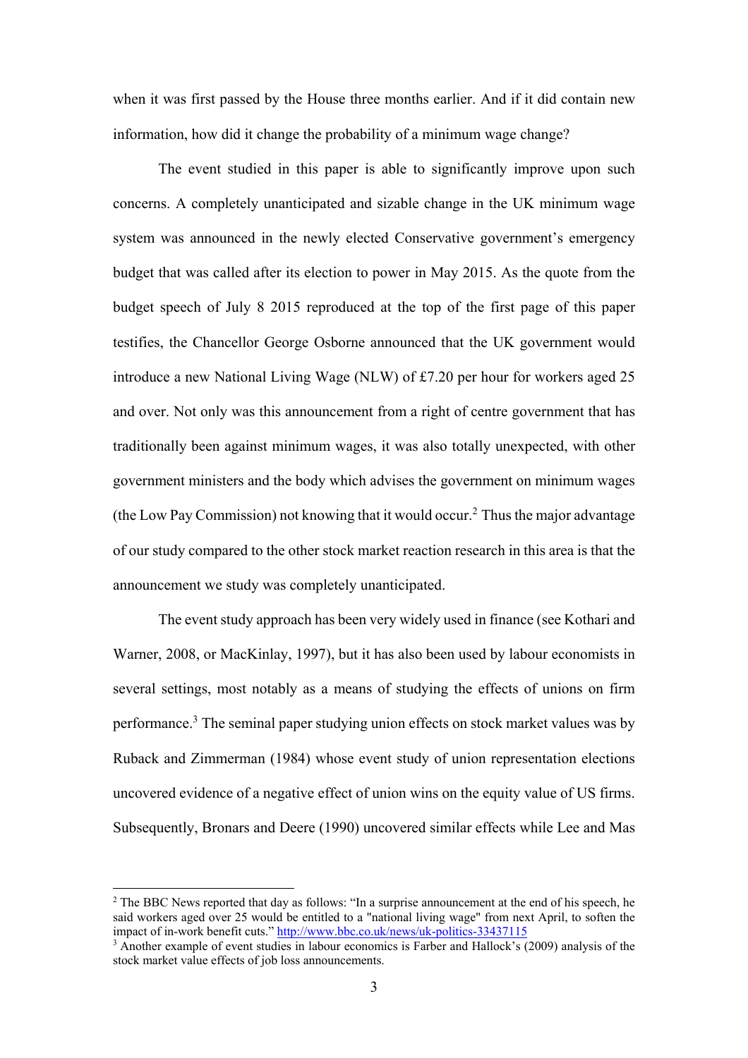when it was first passed by the House three months earlier. And if it did contain new information, how did it change the probability of a minimum wage change?

The event studied in this paper is able to significantly improve upon such concerns. A completely unanticipated and sizable change in the UK minimum wage system was announced in the newly elected Conservative government's emergency budget that was called after its election to power in May 2015. As the quote from the budget speech of July 8 2015 reproduced at the top of the first page of this paper testifies, the Chancellor George Osborne announced that the UK government would introduce a new National Living Wage (NLW) of £7.20 per hour for workers aged 25 and over. Not only was this announcement from a right of centre government that has traditionally been against minimum wages, it was also totally unexpected, with other government ministers and the body which advises the government on minimum wages (the Low Pay Commission) not knowing that it would occur.[2] Thus the major advantage of our study compared to the other stock market reaction research in this area is that the announcement we study was completely unanticipated.

The event study approach has been very widely used in finance (see Kothari and Warner, 2008, or MacKinlay, 1997), but it has also been used by labour economists in several settings, most notably as a means of studying the effects of unions on firm performance.[3] The seminal paper studying union effects on stock market values was by Ruback and Zimmerman (1984) whose event study of union representation elections uncovered evidence of a negative effect of union wins on the equity value of US firms. Subsequently, Bronars and Deere (1990) uncovered similar effects while Lee and Mas

[2] The BBC News reported that day as follows: "In a surprise announcement at the end of his speech, he said workers aged over 25 would be entitled to a "national living wage" from next April, to soften the impact of in-work benefit cuts." http://www.bbc.co.uk/news/uk-politics-33437115

[3] Another example of event studies in labour economics is Farber and Hallock's (2009) analysis of the stock market value effects of job loss announcements.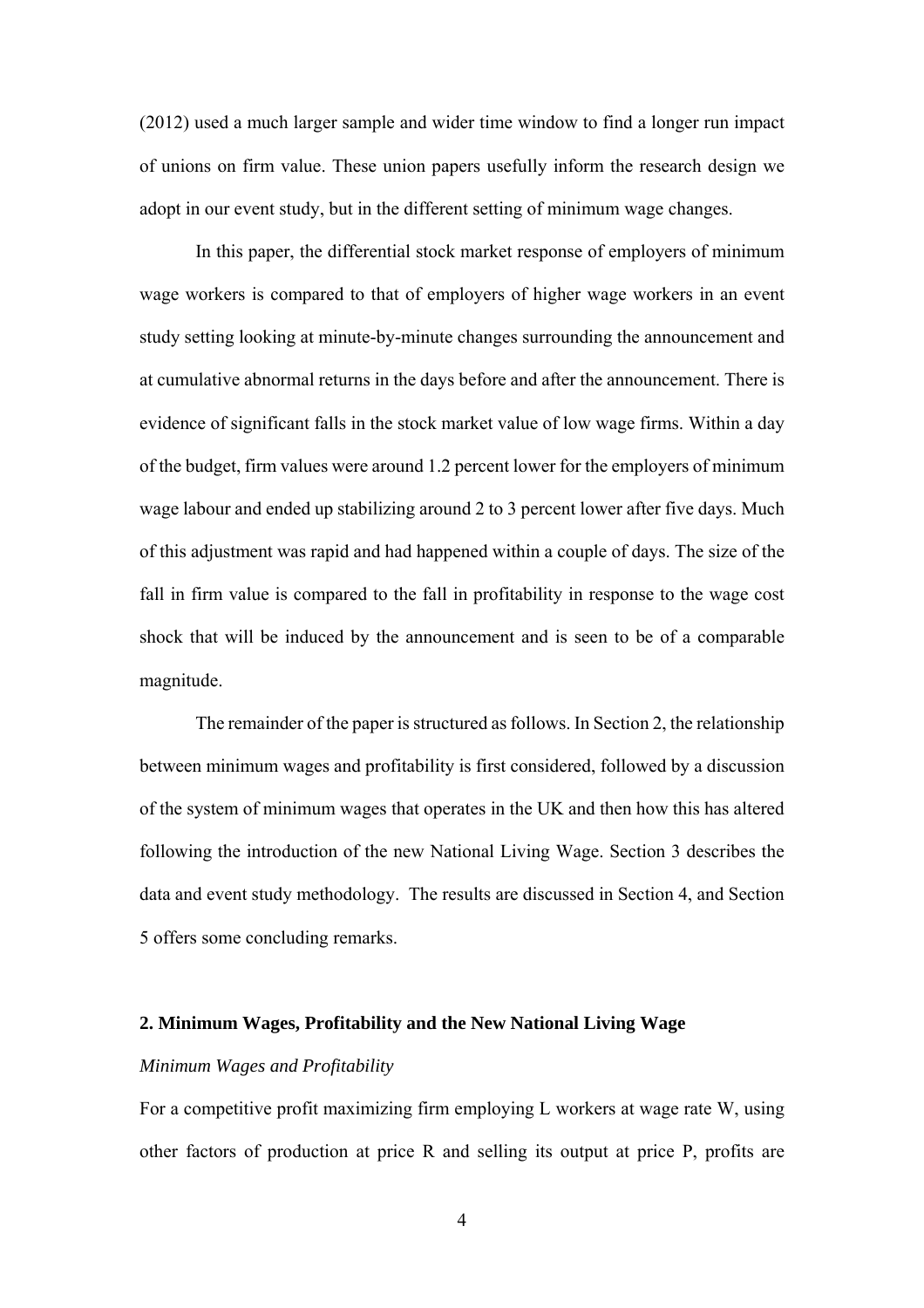(2012) used a much larger sample and wider time window to find a longer run impact of unions on firm value. These union papers usefully inform the research design we adopt in our event study, but in the different setting of minimum wage changes.

In this paper, the differential stock market response of employers of minimum wage workers is compared to that of employers of higher wage workers in an event study setting looking at minute-by-minute changes surrounding the announcement and at cumulative abnormal returns in the days before and after the announcement. There is evidence of significant falls in the stock market value of low wage firms. Within a day of the budget, firm values were around 1.2 percent lower for the employers of minimum wage labour and ended up stabilizing around 2 to 3 percent lower after five days. Much of this adjustment was rapid and had happened within a couple of days. The size of the fall in firm value is compared to the fall in profitability in response to the wage cost shock that will be induced by the announcement and is seen to be of a comparable magnitude.

The remainder of the paper is structured as follows. In Section 2, the relationship between minimum wages and profitability is first considered, followed by a discussion of the system of minimum wages that operates in the UK and then how this has altered following the introduction of the new National Living Wage. Section 3 describes the data and event study methodology. The results are discussed in Section 4, and Section 5 offers some concluding remarks.

## 2. Minimum Wages, Profitability and the New National Living Wage

### *Minimum Wages and Profitability*

For a competitive profit maximizing firm employing L workers at wage rate W, using other factors of production at price R and selling its output at price P, profits are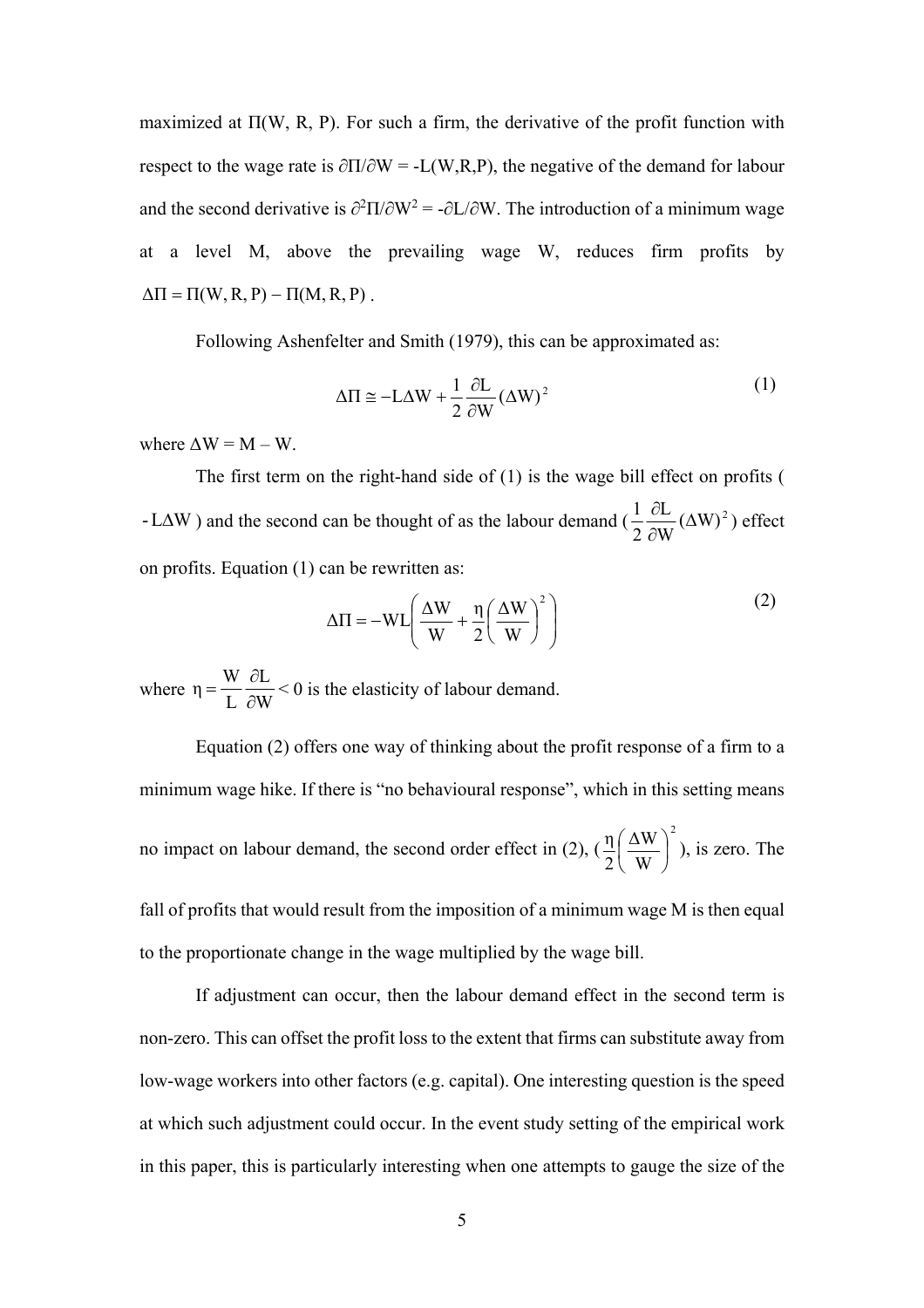maximized at $\Pi(W, R, P)$. For such a firm, the derivative of the profit function with respect to the wage rate is $\partial\Pi/\partial W = -L(W,R,P)$, the negative of the demand for labour and the second derivative is $\partial^2\Pi/\partial W^2 = -\partial L/\partial W$. The introduction of a minimum wage at a level M, above the prevailing wage W, reduces firm profits by $\Delta\Pi = \Pi(W, R, P) - \Pi(M, R, P)$.

Following Ashenfelter and Smith (1979), this can be approximated as:

$$\Delta\Pi \cong -L\Delta W + \frac{1}{2}\frac{\partial L}{\partial W}(\Delta W)^2 \tag{1}$$

where $\Delta W = M - W$.

The first term on the right-hand side of (1) is the wage bill effect on profits ($-L\Delta W$) and the second can be thought of as the labour demand ($\frac{1}{2}\frac{\partial L}{\partial W}(\Delta W)^2$) effect on profits. Equation (1) can be rewritten as:

$$\Delta\Pi = -WL\left(\frac{\Delta W}{W} + \frac{\eta}{2}\left(\frac{\Delta W}{W}\right)^2\right) \tag{2}$$

where $\eta = \frac{W}{L}\frac{\partial L}{\partial W} < 0$ is the elasticity of labour demand.

Equation (2) offers one way of thinking about the profit response of a firm to a minimum wage hike. If there is "no behavioural response", which in this setting means no impact on labour demand, the second order effect in (2), ($\frac{\eta}{2}\left(\frac{\Delta W}{W}\right)^2$), is zero. The fall of profits that would result from the imposition of a minimum wage M is then equal to the proportionate change in the wage multiplied by the wage bill.

If adjustment can occur, then the labour demand effect in the second term is non-zero. This can offset the profit loss to the extent that firms can substitute away from low-wage workers into other factors (e.g. capital). One interesting question is the speed at which such adjustment could occur. In the event study setting of the empirical work in this paper, this is particularly interesting when one attempts to gauge the size of the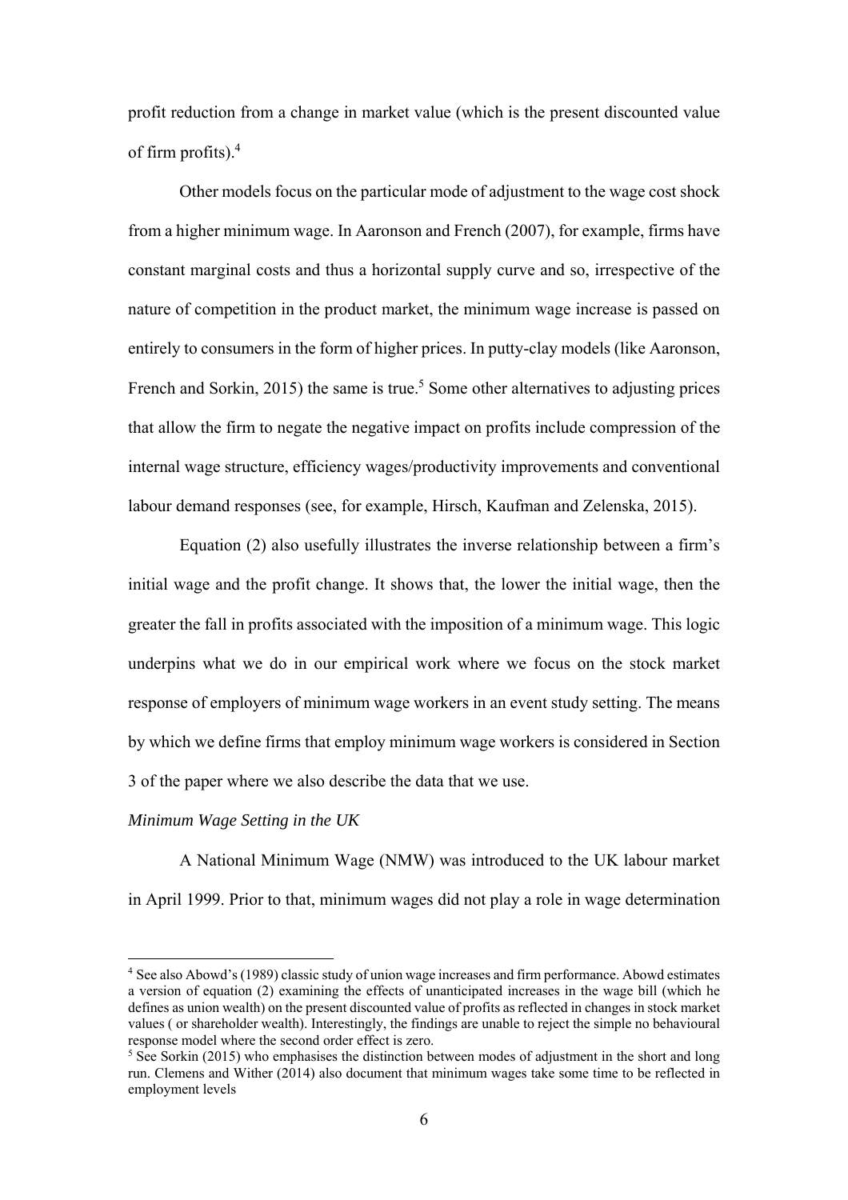profit reduction from a change in market value (which is the present discounted value of firm profits).[4]

Other models focus on the particular mode of adjustment to the wage cost shock from a higher minimum wage. In Aaronson and French (2007), for example, firms have constant marginal costs and thus a horizontal supply curve and so, irrespective of the nature of competition in the product market, the minimum wage increase is passed on entirely to consumers in the form of higher prices. In putty-clay models (like Aaronson, French and Sorkin, 2015) the same is true.[5] Some other alternatives to adjusting prices that allow the firm to negate the negative impact on profits include compression of the internal wage structure, efficiency wages/productivity improvements and conventional labour demand responses (see, for example, Hirsch, Kaufman and Zelenska, 2015).

Equation (2) also usefully illustrates the inverse relationship between a firm's initial wage and the profit change. It shows that, the lower the initial wage, then the greater the fall in profits associated with the imposition of a minimum wage. This logic underpins what we do in our empirical work where we focus on the stock market response of employers of minimum wage workers in an event study setting. The means by which we define firms that employ minimum wage workers is considered in Section 3 of the paper where we also describe the data that we use.

*Minimum Wage Setting in the UK*

A National Minimum Wage (NMW) was introduced to the UK labour market in April 1999. Prior to that, minimum wages did not play a role in wage determination

---

[4] See also Abowd's (1989) classic study of union wage increases and firm performance. Abowd estimates a version of equation (2) examining the effects of unanticipated increases in the wage bill (which he defines as union wealth) on the present discounted value of profits as reflected in changes in stock market values ( or shareholder wealth). Interestingly, the findings are unable to reject the simple no behavioural response model where the second order effect is zero.

[5] See Sorkin (2015) who emphasises the distinction between modes of adjustment in the short and long run. Clemens and Wither (2014) also document that minimum wages take some time to be reflected in employment levels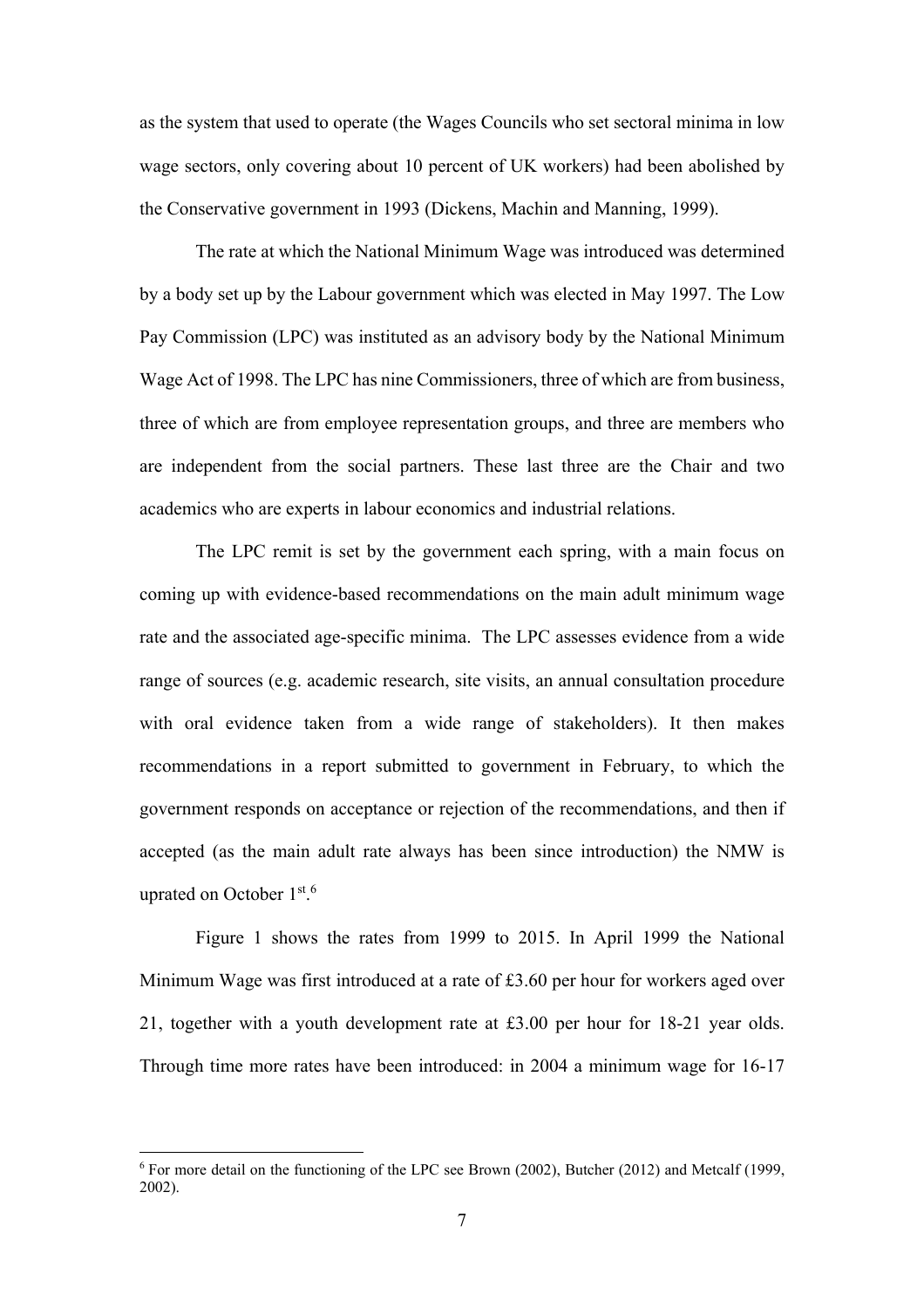as the system that used to operate (the Wages Councils who set sectoral minima in low wage sectors, only covering about 10 percent of UK workers) had been abolished by the Conservative government in 1993 (Dickens, Machin and Manning, 1999).

The rate at which the National Minimum Wage was introduced was determined by a body set up by the Labour government which was elected in May 1997. The Low Pay Commission (LPC) was instituted as an advisory body by the National Minimum Wage Act of 1998. The LPC has nine Commissioners, three of which are from business, three of which are from employee representation groups, and three are members who are independent from the social partners. These last three are the Chair and two academics who are experts in labour economics and industrial relations.

The LPC remit is set by the government each spring, with a main focus on coming up with evidence-based recommendations on the main adult minimum wage rate and the associated age-specific minima. The LPC assesses evidence from a wide range of sources (e.g. academic research, site visits, an annual consultation procedure with oral evidence taken from a wide range of stakeholders). It then makes recommendations in a report submitted to government in February, to which the government responds on acceptance or rejection of the recommendations, and then if accepted (as the main adult rate always has been since introduction) the NMW is uprated on October 1st.[6]

Figure 1 shows the rates from 1999 to 2015. In April 1999 the National Minimum Wage was first introduced at a rate of £3.60 per hour for workers aged over 21, together with a youth development rate at £3.00 per hour for 18-21 year olds. Through time more rates have been introduced: in 2004 a minimum wage for 16-17

[6] For more detail on the functioning of the LPC see Brown (2002), Butcher (2012) and Metcalf (1999, 2002).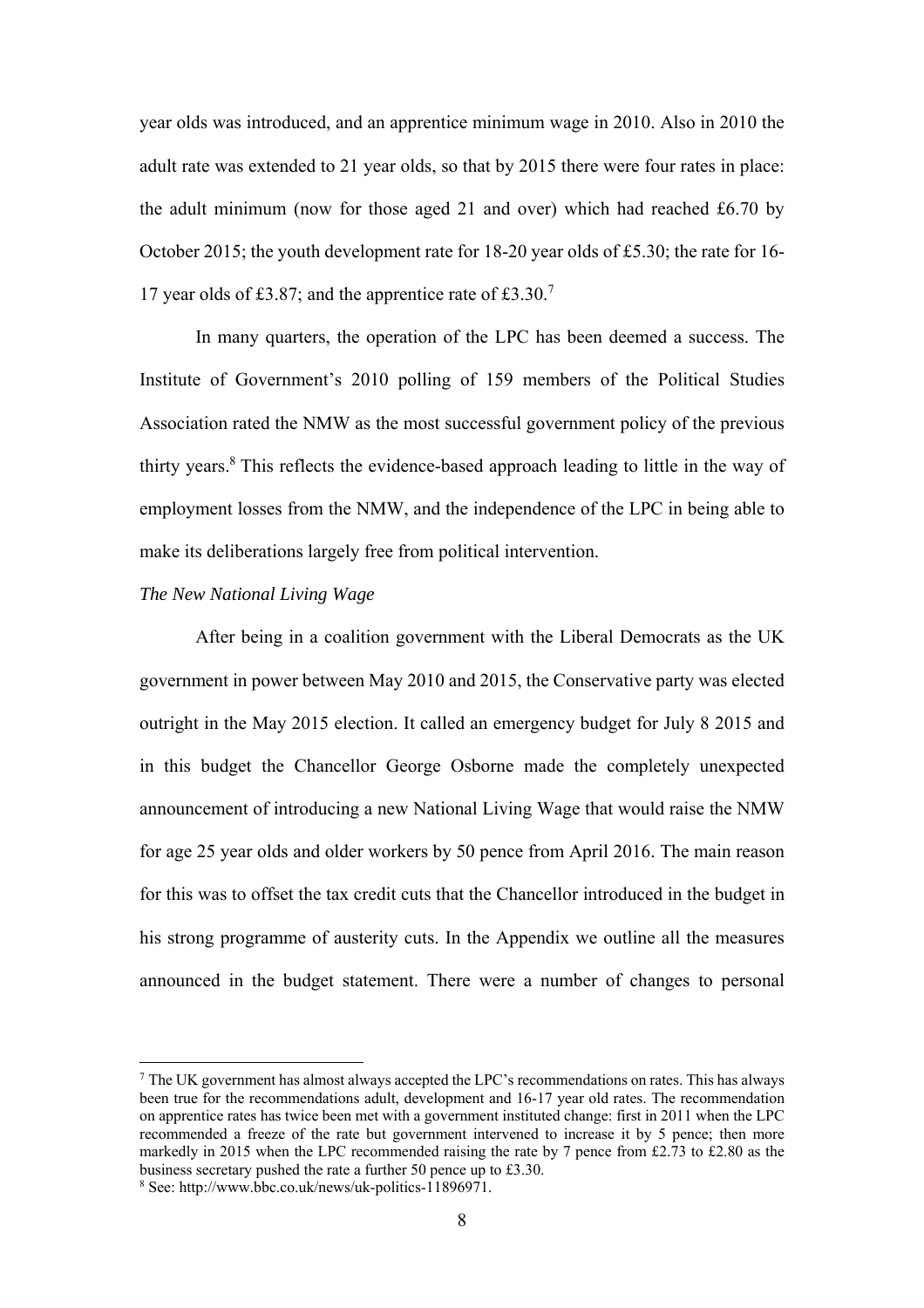year olds was introduced, and an apprentice minimum wage in 2010. Also in 2010 the adult rate was extended to 21 year olds, so that by 2015 there were four rates in place: the adult minimum (now for those aged 21 and over) which had reached £6.70 by October 2015; the youth development rate for 18-20 year olds of £5.30; the rate for 16-17 year olds of £3.87; and the apprentice rate of £3.30.[7]

In many quarters, the operation of the LPC has been deemed a success. The Institute of Government's 2010 polling of 159 members of the Political Studies Association rated the NMW as the most successful government policy of the previous thirty years.[8] This reflects the evidence-based approach leading to little in the way of employment losses from the NMW, and the independence of the LPC in being able to make its deliberations largely free from political intervention.

*The New National Living Wage*

After being in a coalition government with the Liberal Democrats as the UK government in power between May 2010 and 2015, the Conservative party was elected outright in the May 2015 election. It called an emergency budget for July 8 2015 and in this budget the Chancellor George Osborne made the completely unexpected announcement of introducing a new National Living Wage that would raise the NMW for age 25 year olds and older workers by 50 pence from April 2016. The main reason for this was to offset the tax credit cuts that the Chancellor introduced in the budget in his strong programme of austerity cuts. In the Appendix we outline all the measures announced in the budget statement. There were a number of changes to personal

---

[7] The UK government has almost always accepted the LPC's recommendations on rates. This has always been true for the recommendations adult, development and 16-17 year old rates. The recommendation on apprentice rates has twice been met with a government instituted change: first in 2011 when the LPC recommended a freeze of the rate but government intervened to increase it by 5 pence; then more markedly in 2015 when the LPC recommended raising the rate by 7 pence from £2.73 to £2.80 as the business secretary pushed the rate a further 50 pence up to £3.30.

[8] See: http://www.bbc.co.uk/news/uk-politics-11896971.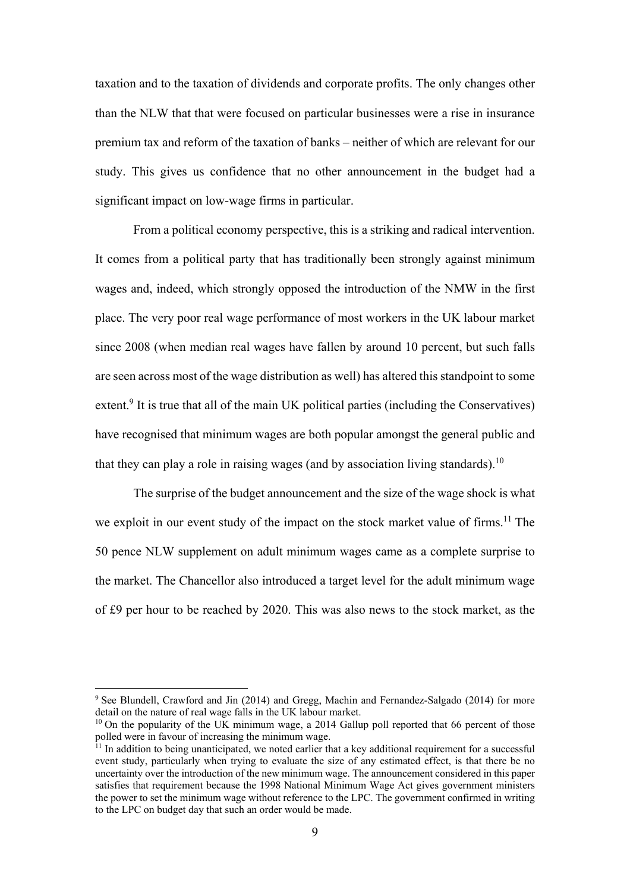taxation and to the taxation of dividends and corporate profits. The only changes other than the NLW that that were focused on particular businesses were a rise in insurance premium tax and reform of the taxation of banks – neither of which are relevant for our study. This gives us confidence that no other announcement in the budget had a significant impact on low-wage firms in particular.

From a political economy perspective, this is a striking and radical intervention. It comes from a political party that has traditionally been strongly against minimum wages and, indeed, which strongly opposed the introduction of the NMW in the first place. The very poor real wage performance of most workers in the UK labour market since 2008 (when median real wages have fallen by around 10 percent, but such falls are seen across most of the wage distribution as well) has altered this standpoint to some extent.[9] It is true that all of the main UK political parties (including the Conservatives) have recognised that minimum wages are both popular amongst the general public and that they can play a role in raising wages (and by association living standards).[10]

The surprise of the budget announcement and the size of the wage shock is what we exploit in our event study of the impact on the stock market value of firms.[11] The 50 pence NLW supplement on adult minimum wages came as a complete surprise to the market. The Chancellor also introduced a target level for the adult minimum wage of £9 per hour to be reached by 2020. This was also news to the stock market, as the

---

[9] See Blundell, Crawford and Jin (2014) and Gregg, Machin and Fernandez-Salgado (2014) for more detail on the nature of real wage falls in the UK labour market.

[10] On the popularity of the UK minimum wage, a 2014 Gallup poll reported that 66 percent of those polled were in favour of increasing the minimum wage.

[11] In addition to being unanticipated, we noted earlier that a key additional requirement for a successful event study, particularly when trying to evaluate the size of any estimated effect, is that there be no uncertainty over the introduction of the new minimum wage. The announcement considered in this paper satisfies that requirement because the 1998 National Minimum Wage Act gives government ministers the power to set the minimum wage without reference to the LPC. The government confirmed in writing to the LPC on budget day that such an order would be made.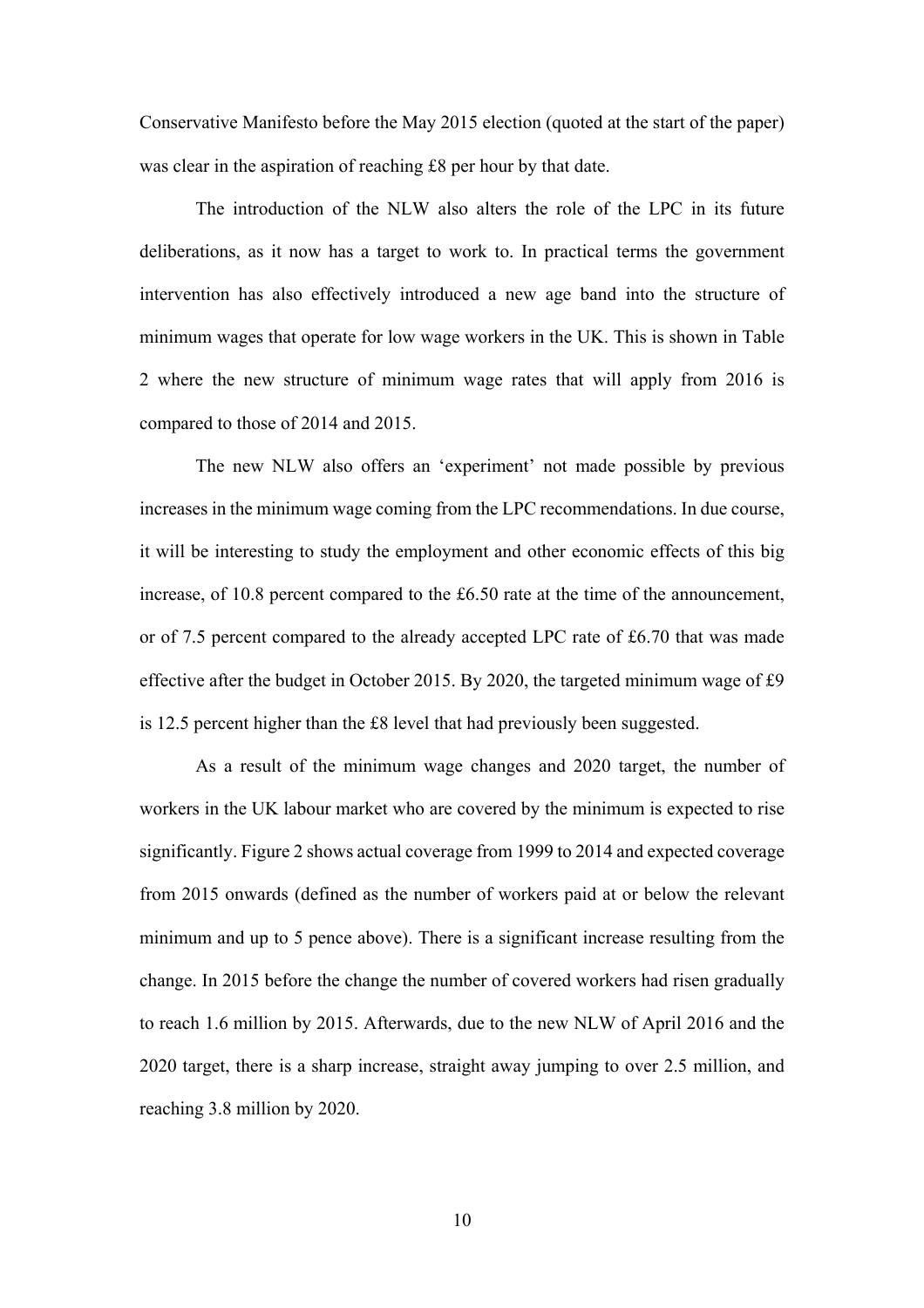Conservative Manifesto before the May 2015 election (quoted at the start of the paper) was clear in the aspiration of reaching £8 per hour by that date.

The introduction of the NLW also alters the role of the LPC in its future deliberations, as it now has a target to work to. In practical terms the government intervention has also effectively introduced a new age band into the structure of minimum wages that operate for low wage workers in the UK. This is shown in Table 2 where the new structure of minimum wage rates that will apply from 2016 is compared to those of 2014 and 2015.

The new NLW also offers an 'experiment' not made possible by previous increases in the minimum wage coming from the LPC recommendations. In due course, it will be interesting to study the employment and other economic effects of this big increase, of 10.8 percent compared to the £6.50 rate at the time of the announcement, or of 7.5 percent compared to the already accepted LPC rate of £6.70 that was made effective after the budget in October 2015. By 2020, the targeted minimum wage of £9 is 12.5 percent higher than the £8 level that had previously been suggested.

As a result of the minimum wage changes and 2020 target, the number of workers in the UK labour market who are covered by the minimum is expected to rise significantly. Figure 2 shows actual coverage from 1999 to 2014 and expected coverage from 2015 onwards (defined as the number of workers paid at or below the relevant minimum and up to 5 pence above). There is a significant increase resulting from the change. In 2015 before the change the number of covered workers had risen gradually to reach 1.6 million by 2015. Afterwards, due to the new NLW of April 2016 and the 2020 target, there is a sharp increase, straight away jumping to over 2.5 million, and reaching 3.8 million by 2020.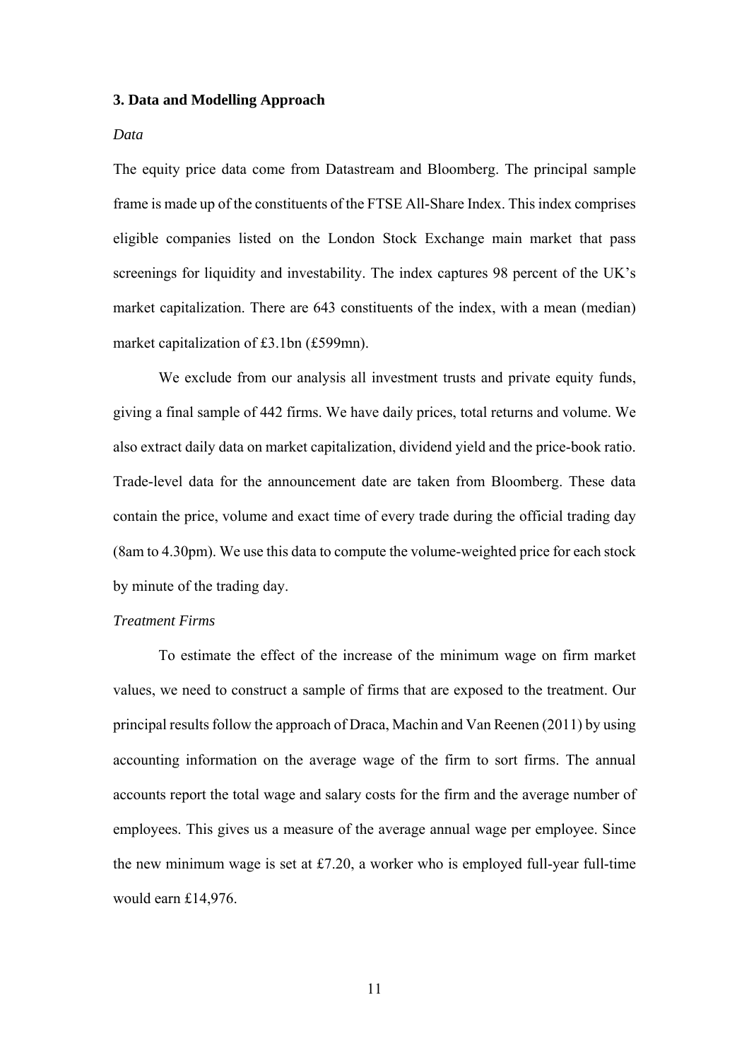## 3. Data and Modelling Approach

*Data*

The equity price data come from Datastream and Bloomberg. The principal sample frame is made up of the constituents of the FTSE All-Share Index. This index comprises eligible companies listed on the London Stock Exchange main market that pass screenings for liquidity and investability. The index captures 98 percent of the UK's market capitalization. There are 643 constituents of the index, with a mean (median) market capitalization of £3.1bn (£599mn).

We exclude from our analysis all investment trusts and private equity funds, giving a final sample of 442 firms. We have daily prices, total returns and volume. We also extract daily data on market capitalization, dividend yield and the price-book ratio. Trade-level data for the announcement date are taken from Bloomberg. These data contain the price, volume and exact time of every trade during the official trading day (8am to 4.30pm). We use this data to compute the volume-weighted price for each stock by minute of the trading day.

*Treatment Firms*

To estimate the effect of the increase of the minimum wage on firm market values, we need to construct a sample of firms that are exposed to the treatment. Our principal results follow the approach of Draca, Machin and Van Reenen (2011) by using accounting information on the average wage of the firm to sort firms. The annual accounts report the total wage and salary costs for the firm and the average number of employees. This gives us a measure of the average annual wage per employee. Since the new minimum wage is set at £7.20, a worker who is employed full-year full-time would earn £14,976.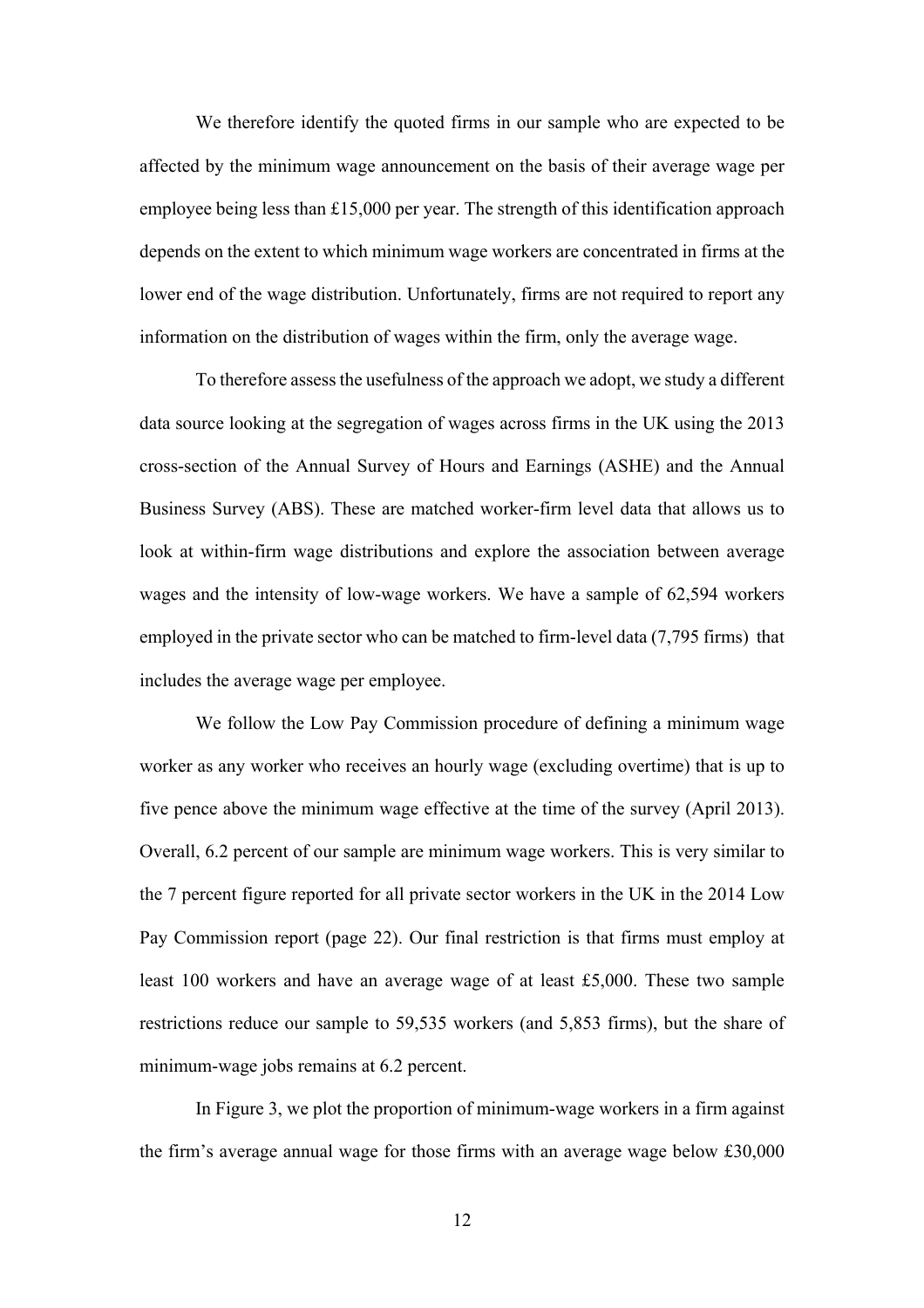We therefore identify the quoted firms in our sample who are expected to be affected by the minimum wage announcement on the basis of their average wage per employee being less than £15,000 per year. The strength of this identification approach depends on the extent to which minimum wage workers are concentrated in firms at the lower end of the wage distribution. Unfortunately, firms are not required to report any information on the distribution of wages within the firm, only the average wage.

To therefore assess the usefulness of the approach we adopt, we study a different data source looking at the segregation of wages across firms in the UK using the 2013 cross-section of the Annual Survey of Hours and Earnings (ASHE) and the Annual Business Survey (ABS). These are matched worker-firm level data that allows us to look at within-firm wage distributions and explore the association between average wages and the intensity of low-wage workers. We have a sample of 62,594 workers employed in the private sector who can be matched to firm-level data (7,795 firms) that includes the average wage per employee.

We follow the Low Pay Commission procedure of defining a minimum wage worker as any worker who receives an hourly wage (excluding overtime) that is up to five pence above the minimum wage effective at the time of the survey (April 2013). Overall, 6.2 percent of our sample are minimum wage workers. This is very similar to the 7 percent figure reported for all private sector workers in the UK in the 2014 Low Pay Commission report (page 22). Our final restriction is that firms must employ at least 100 workers and have an average wage of at least £5,000. These two sample restrictions reduce our sample to 59,535 workers (and 5,853 firms), but the share of minimum-wage jobs remains at 6.2 percent.

In Figure 3, we plot the proportion of minimum-wage workers in a firm against the firm's average annual wage for those firms with an average wage below £30,000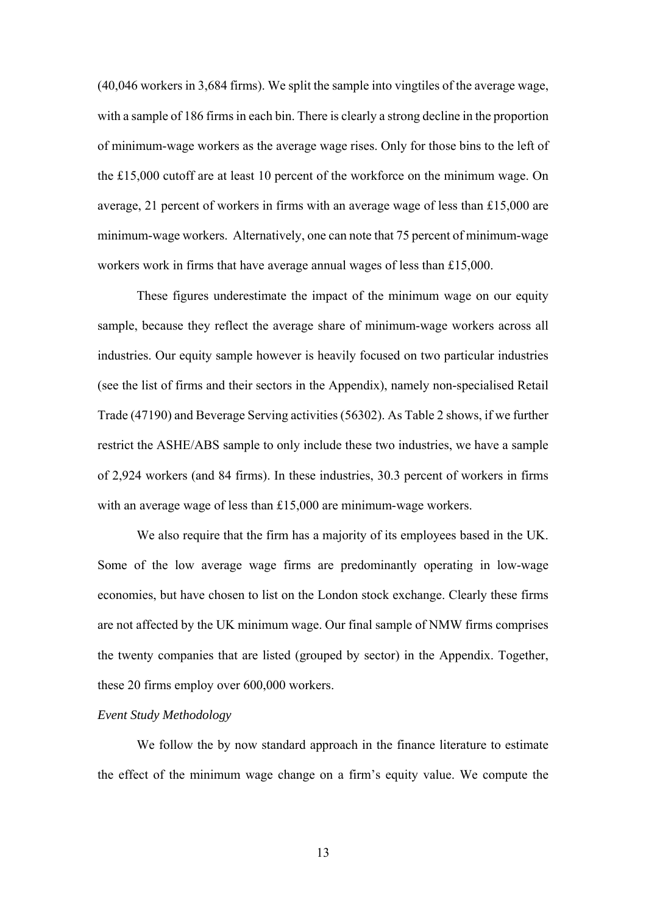(40,046 workers in 3,684 firms). We split the sample into vingtiles of the average wage, with a sample of 186 firms in each bin. There is clearly a strong decline in the proportion of minimum-wage workers as the average wage rises. Only for those bins to the left of the £15,000 cutoff are at least 10 percent of the workforce on the minimum wage. On average, 21 percent of workers in firms with an average wage of less than £15,000 are minimum-wage workers. Alternatively, one can note that 75 percent of minimum-wage workers work in firms that have average annual wages of less than £15,000.

These figures underestimate the impact of the minimum wage on our equity sample, because they reflect the average share of minimum-wage workers across all industries. Our equity sample however is heavily focused on two particular industries (see the list of firms and their sectors in the Appendix), namely non-specialised Retail Trade (47190) and Beverage Serving activities (56302). As Table 2 shows, if we further restrict the ASHE/ABS sample to only include these two industries, we have a sample of 2,924 workers (and 84 firms). In these industries, 30.3 percent of workers in firms with an average wage of less than £15,000 are minimum-wage workers.

We also require that the firm has a majority of its employees based in the UK. Some of the low average wage firms are predominantly operating in low-wage economies, but have chosen to list on the London stock exchange. Clearly these firms are not affected by the UK minimum wage. Our final sample of NMW firms comprises the twenty companies that are listed (grouped by sector) in the Appendix. Together, these 20 firms employ over 600,000 workers.

*Event Study Methodology*

We follow the by now standard approach in the finance literature to estimate the effect of the minimum wage change on a firm's equity value. We compute the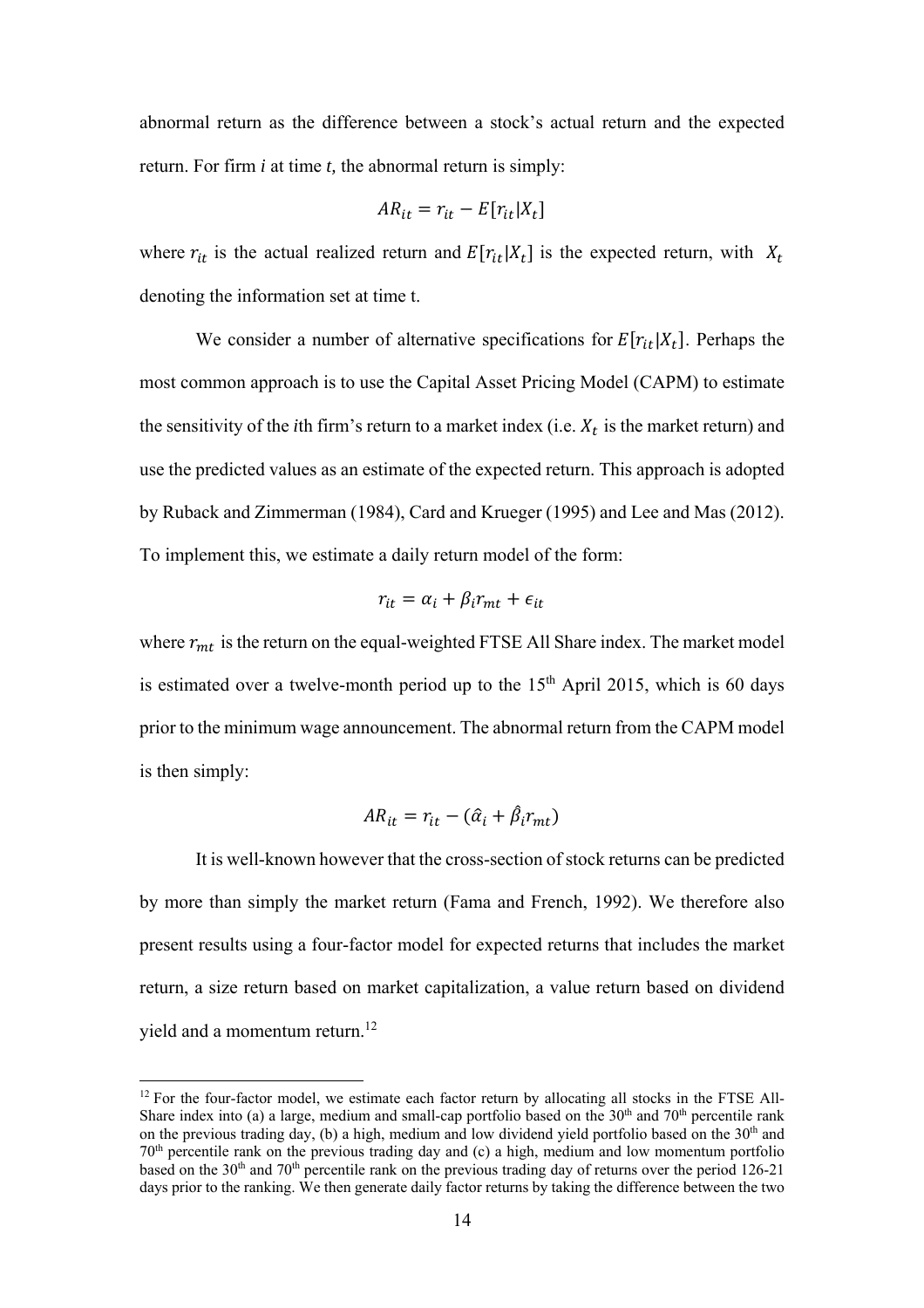abnormal return as the difference between a stock's actual return and the expected return. For firm *i* at time *t,* the abnormal return is simply:

$$AR_{it} = r_{it} - E[r_{it}|X_t]$$

where $r_{it}$ is the actual realized return and $E[r_{it}|X_t]$ is the expected return, with $X_t$ denoting the information set at time t.

We consider a number of alternative specifications for $E[r_{it}|X_t]$. Perhaps the most common approach is to use the Capital Asset Pricing Model (CAPM) to estimate the sensitivity of the *i*th firm's return to a market index (i.e. $X_t$ is the market return) and use the predicted values as an estimate of the expected return. This approach is adopted by Ruback and Zimmerman (1984), Card and Krueger (1995) and Lee and Mas (2012). To implement this, we estimate a daily return model of the form:

$$r_{it} = \alpha_i + \beta_i r_{mt} + \epsilon_{it}$$

where $r_{mt}$ is the return on the equal-weighted FTSE All Share index. The market model is estimated over a twelve-month period up to the 15th April 2015, which is 60 days prior to the minimum wage announcement. The abnormal return from the CAPM model is then simply:

$$AR_{it} = r_{it} - (\hat{\alpha}_i + \hat{\beta}_i r_{mt})$$

It is well-known however that the cross-section of stock returns can be predicted by more than simply the market return (Fama and French, 1992). We therefore also present results using a four-factor model for expected returns that includes the market return, a size return based on market capitalization, a value return based on dividend yield and a momentum return.[12]

[12] For the four-factor model, we estimate each factor return by allocating all stocks in the FTSE All-Share index into (a) a large, medium and small-cap portfolio based on the 30th and 70th percentile rank on the previous trading day, (b) a high, medium and low dividend yield portfolio based on the 30th and 70th percentile rank on the previous trading day and (c) a high, medium and low momentum portfolio based on the 30th and 70th percentile rank on the previous trading day of returns over the period 126-21 days prior to the ranking. We then generate daily factor returns by taking the difference between the two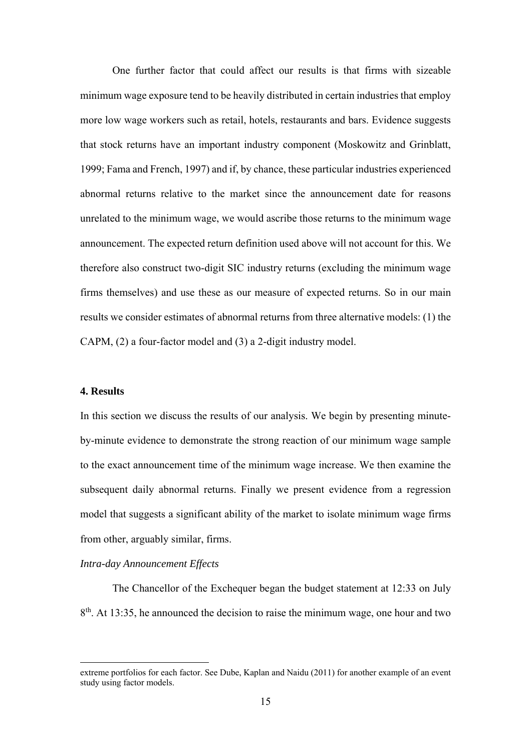One further factor that could affect our results is that firms with sizeable minimum wage exposure tend to be heavily distributed in certain industries that employ more low wage workers such as retail, hotels, restaurants and bars. Evidence suggests that stock returns have an important industry component (Moskowitz and Grinblatt, 1999; Fama and French, 1997) and if, by chance, these particular industries experienced abnormal returns relative to the market since the announcement date for reasons unrelated to the minimum wage, we would ascribe those returns to the minimum wage announcement. The expected return definition used above will not account for this. We therefore also construct two-digit SIC industry returns (excluding the minimum wage firms themselves) and use these as our measure of expected returns. So in our main results we consider estimates of abnormal returns from three alternative models: (1) the CAPM, (2) a four-factor model and (3) a 2-digit industry model.

## 4. Results

In this section we discuss the results of our analysis. We begin by presenting minute-by-minute evidence to demonstrate the strong reaction of our minimum wage sample to the exact announcement time of the minimum wage increase. We then examine the subsequent daily abnormal returns. Finally we present evidence from a regression model that suggests a significant ability of the market to isolate minimum wage firms from other, arguably similar, firms.

*Intra-day Announcement Effects*

The Chancellor of the Exchequer began the budget statement at 12:33 on July 8th. At 13:35, he announced the decision to raise the minimum wage, one hour and two

extreme portfolios for each factor. See Dube, Kaplan and Naidu (2011) for another example of an event study using factor models.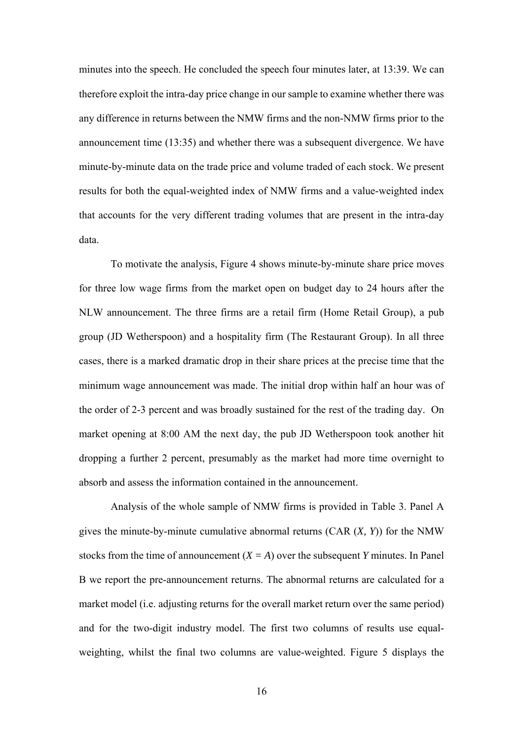minutes into the speech. He concluded the speech four minutes later, at 13:39. We can therefore exploit the intra-day price change in our sample to examine whether there was any difference in returns between the NMW firms and the non-NMW firms prior to the announcement time (13:35) and whether there was a subsequent divergence. We have minute-by-minute data on the trade price and volume traded of each stock. We present results for both the equal-weighted index of NMW firms and a value-weighted index that accounts for the very different trading volumes that are present in the intra-day data.

To motivate the analysis, Figure 4 shows minute-by-minute share price moves for three low wage firms from the market open on budget day to 24 hours after the NLW announcement. The three firms are a retail firm (Home Retail Group), a pub group (JD Wetherspoon) and a hospitality firm (The Restaurant Group). In all three cases, there is a marked dramatic drop in their share prices at the precise time that the minimum wage announcement was made. The initial drop within half an hour was of the order of 2-3 percent and was broadly sustained for the rest of the trading day. On market opening at 8:00 AM the next day, the pub JD Wetherspoon took another hit dropping a further 2 percent, presumably as the market had more time overnight to absorb and assess the information contained in the announcement.

Analysis of the whole sample of NMW firms is provided in Table 3. Panel A gives the minute-by-minute cumulative abnormal returns (CAR $(X, Y)$) for the NMW stocks from the time of announcement ($X = A$) over the subsequent $Y$ minutes. In Panel B we report the pre-announcement returns. The abnormal returns are calculated for a market model (i.e. adjusting returns for the overall market return over the same period) and for the two-digit industry model. The first two columns of results use equal-weighting, whilst the final two columns are value-weighted. Figure 5 displays the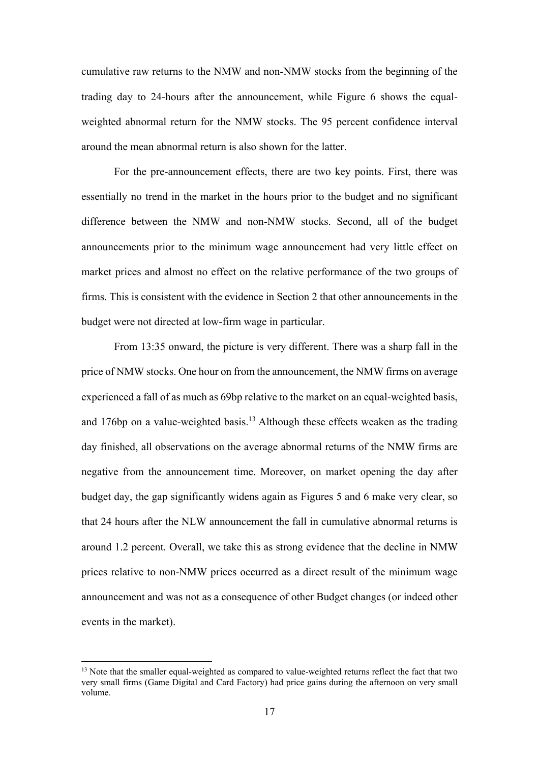cumulative raw returns to the NMW and non-NMW stocks from the beginning of the trading day to 24-hours after the announcement, while Figure 6 shows the equal-weighted abnormal return for the NMW stocks. The 95 percent confidence interval around the mean abnormal return is also shown for the latter.

For the pre-announcement effects, there are two key points. First, there was essentially no trend in the market in the hours prior to the budget and no significant difference between the NMW and non-NMW stocks. Second, all of the budget announcements prior to the minimum wage announcement had very little effect on market prices and almost no effect on the relative performance of the two groups of firms. This is consistent with the evidence in Section 2 that other announcements in the budget were not directed at low-firm wage in particular.

From 13:35 onward, the picture is very different. There was a sharp fall in the price of NMW stocks. One hour on from the announcement, the NMW firms on average experienced a fall of as much as 69bp relative to the market on an equal-weighted basis, and 176bp on a value-weighted basis.[13] Although these effects weaken as the trading day finished, all observations on the average abnormal returns of the NMW firms are negative from the announcement time. Moreover, on market opening the day after budget day, the gap significantly widens again as Figures 5 and 6 make very clear, so that 24 hours after the NLW announcement the fall in cumulative abnormal returns is around 1.2 percent. Overall, we take this as strong evidence that the decline in NMW prices relative to non-NMW prices occurred as a direct result of the minimum wage announcement and was not as a consequence of other Budget changes (or indeed other events in the market).

[13] Note that the smaller equal-weighted as compared to value-weighted returns reflect the fact that two very small firms (Game Digital and Card Factory) had price gains during the afternoon on very small volume.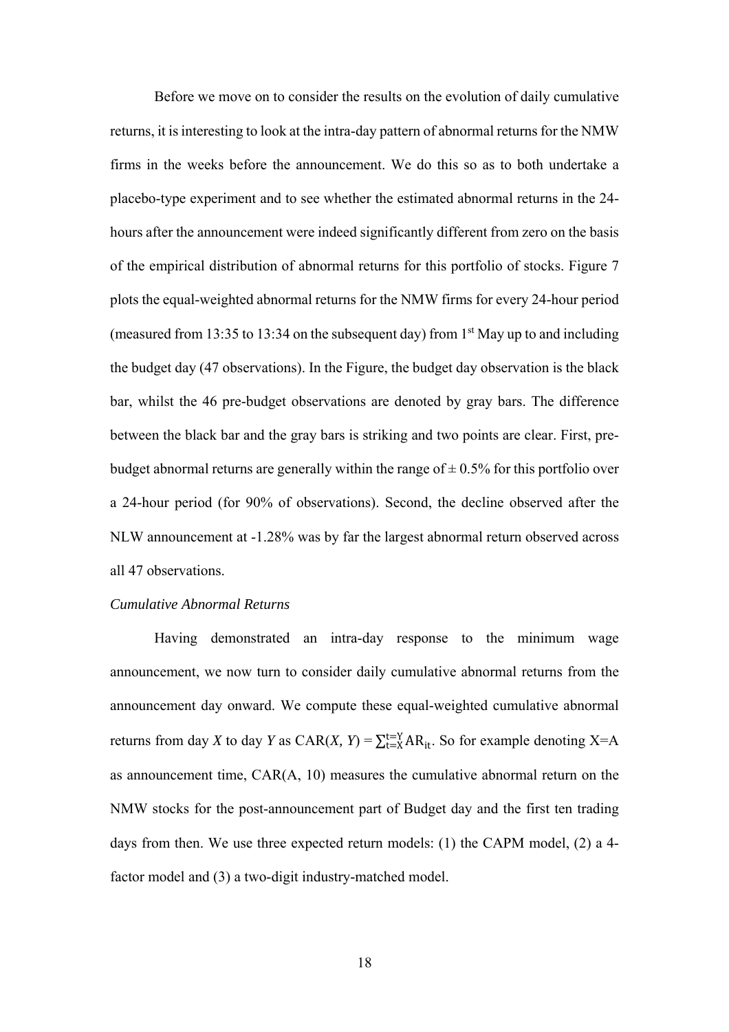Before we move on to consider the results on the evolution of daily cumulative returns, it is interesting to look at the intra-day pattern of abnormal returns for the NMW firms in the weeks before the announcement. We do this so as to both undertake a placebo-type experiment and to see whether the estimated abnormal returns in the 24-hours after the announcement were indeed significantly different from zero on the basis of the empirical distribution of abnormal returns for this portfolio of stocks. Figure 7 plots the equal-weighted abnormal returns for the NMW firms for every 24-hour period (measured from 13:35 to 13:34 on the subsequent day) from 1st May up to and including the budget day (47 observations). In the Figure, the budget day observation is the black bar, whilst the 46 pre-budget observations are denoted by gray bars. The difference between the black bar and the gray bars is striking and two points are clear. First, pre-budget abnormal returns are generally within the range of ± 0.5% for this portfolio over a 24-hour period (for 90% of observations). Second, the decline observed after the NLW announcement at -1.28% was by far the largest abnormal return observed across all 47 observations.

*Cumulative Abnormal Returns*

Having demonstrated an intra-day response to the minimum wage announcement, we now turn to consider daily cumulative abnormal returns from the announcement day onward. We compute these equal-weighted cumulative abnormal returns from day *X* to day *Y* as $\text{CAR}(X, Y) = \sum_{t=X}^{t=Y} \text{AR}_{it}$. So for example denoting X=A as announcement time, CAR(A, 10) measures the cumulative abnormal return on the NMW stocks for the post-announcement part of Budget day and the first ten trading days from then. We use three expected return models: (1) the CAPM model, (2) a 4-factor model and (3) a two-digit industry-matched model.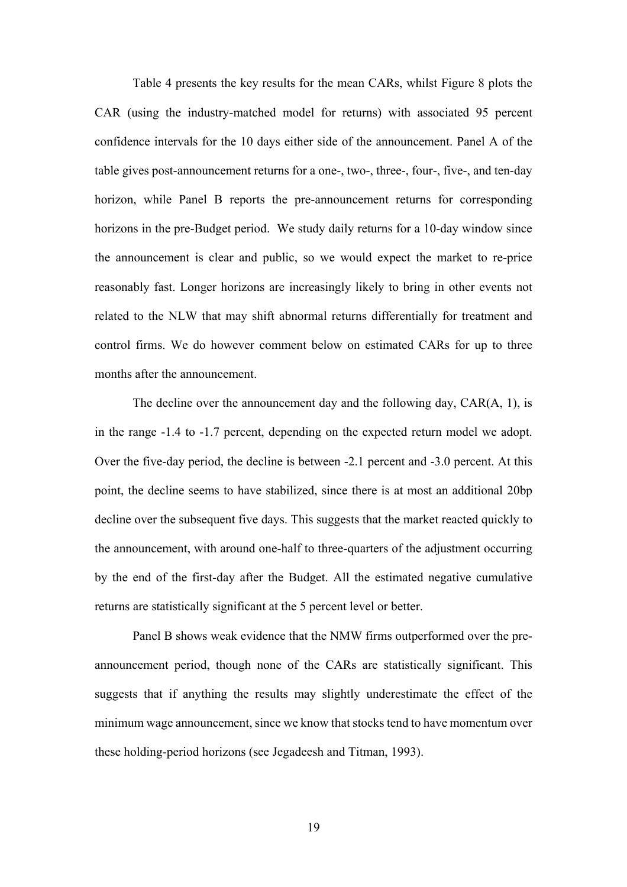Table 4 presents the key results for the mean CARs, whilst Figure 8 plots the CAR (using the industry-matched model for returns) with associated 95 percent confidence intervals for the 10 days either side of the announcement. Panel A of the table gives post-announcement returns for a one-, two-, three-, four-, five-, and ten-day horizon, while Panel B reports the pre-announcement returns for corresponding horizons in the pre-Budget period. We study daily returns for a 10-day window since the announcement is clear and public, so we would expect the market to re-price reasonably fast. Longer horizons are increasingly likely to bring in other events not related to the NLW that may shift abnormal returns differentially for treatment and control firms. We do however comment below on estimated CARs for up to three months after the announcement.

The decline over the announcement day and the following day, CAR(A, 1), is in the range -1.4 to -1.7 percent, depending on the expected return model we adopt. Over the five-day period, the decline is between -2.1 percent and -3.0 percent. At this point, the decline seems to have stabilized, since there is at most an additional 20bp decline over the subsequent five days. This suggests that the market reacted quickly to the announcement, with around one-half to three-quarters of the adjustment occurring by the end of the first-day after the Budget. All the estimated negative cumulative returns are statistically significant at the 5 percent level or better.

Panel B shows weak evidence that the NMW firms outperformed over the pre-announcement period, though none of the CARs are statistically significant. This suggests that if anything the results may slightly underestimate the effect of the minimum wage announcement, since we know that stocks tend to have momentum over these holding-period horizons (see Jegadeesh and Titman, 1993).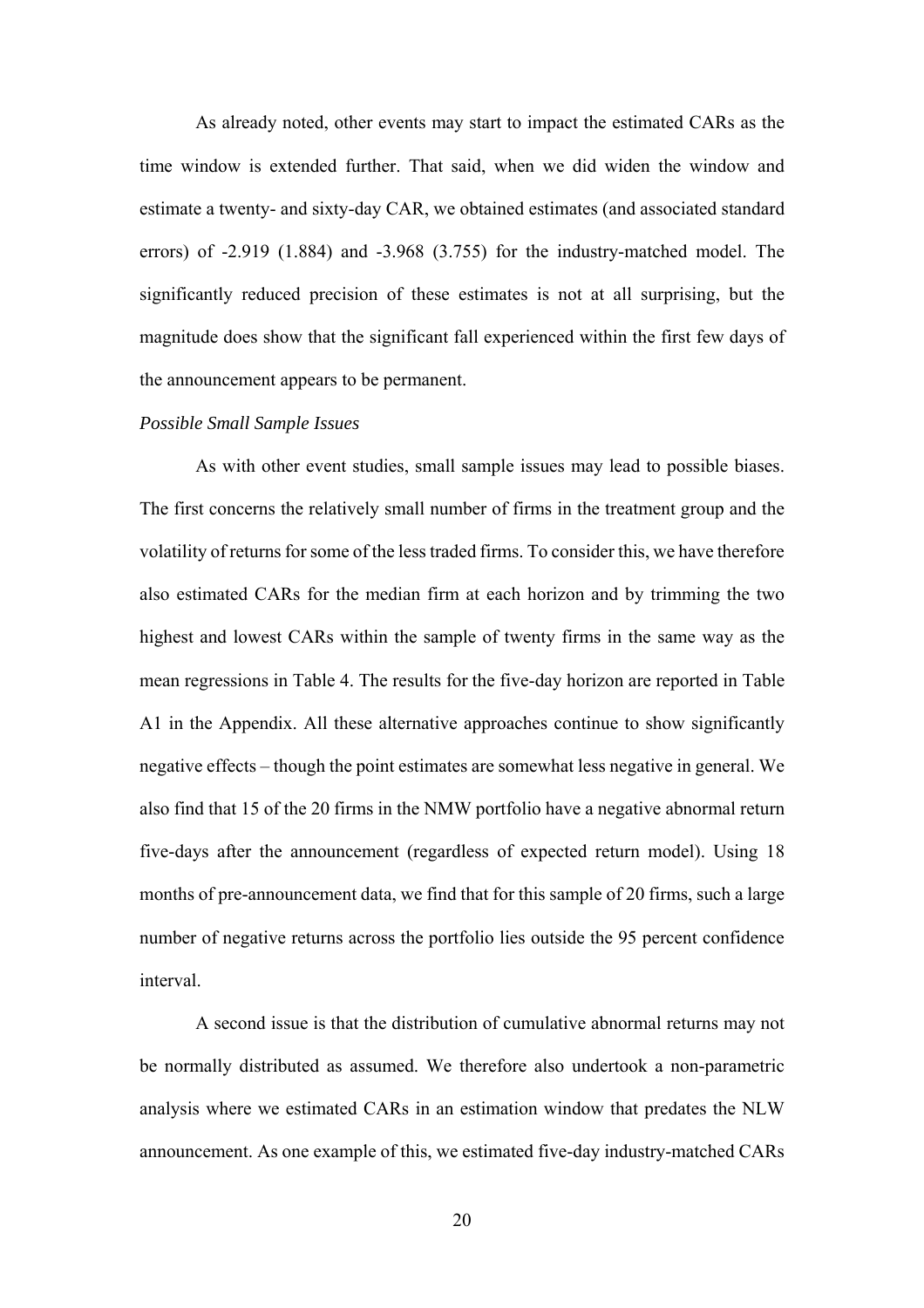As already noted, other events may start to impact the estimated CARs as the time window is extended further. That said, when we did widen the window and estimate a twenty- and sixty-day CAR, we obtained estimates (and associated standard errors) of -2.919 (1.884) and -3.968 (3.755) for the industry-matched model. The significantly reduced precision of these estimates is not at all surprising, but the magnitude does show that the significant fall experienced within the first few days of the announcement appears to be permanent.

*Possible Small Sample Issues*

As with other event studies, small sample issues may lead to possible biases. The first concerns the relatively small number of firms in the treatment group and the volatility of returns for some of the less traded firms. To consider this, we have therefore also estimated CARs for the median firm at each horizon and by trimming the two highest and lowest CARs within the sample of twenty firms in the same way as the mean regressions in Table 4. The results for the five-day horizon are reported in Table A1 in the Appendix. All these alternative approaches continue to show significantly negative effects – though the point estimates are somewhat less negative in general. We also find that 15 of the 20 firms in the NMW portfolio have a negative abnormal return five-days after the announcement (regardless of expected return model). Using 18 months of pre-announcement data, we find that for this sample of 20 firms, such a large number of negative returns across the portfolio lies outside the 95 percent confidence interval.

A second issue is that the distribution of cumulative abnormal returns may not be normally distributed as assumed. We therefore also undertook a non-parametric analysis where we estimated CARs in an estimation window that predates the NLW announcement. As one example of this, we estimated five-day industry-matched CARs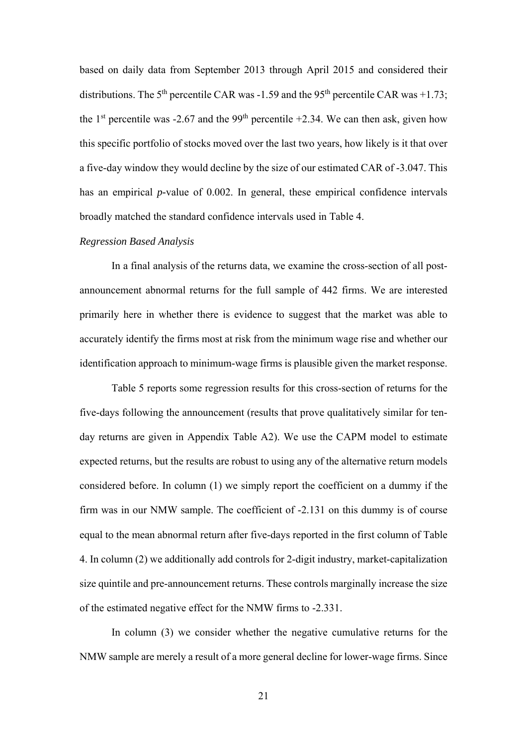based on daily data from September 2013 through April 2015 and considered their distributions. The 5th percentile CAR was -1.59 and the 95th percentile CAR was +1.73; the 1st percentile was -2.67 and the 99th percentile +2.34. We can then ask, given how this specific portfolio of stocks moved over the last two years, how likely is it that over a five-day window they would decline by the size of our estimated CAR of -3.047. This has an empirical *p*-value of 0.002. In general, these empirical confidence intervals broadly matched the standard confidence intervals used in Table 4.

*Regression Based Analysis*

In a final analysis of the returns data, we examine the cross-section of all post-announcement abnormal returns for the full sample of 442 firms. We are interested primarily here in whether there is evidence to suggest that the market was able to accurately identify the firms most at risk from the minimum wage rise and whether our identification approach to minimum-wage firms is plausible given the market response.

Table 5 reports some regression results for this cross-section of returns for the five-days following the announcement (results that prove qualitatively similar for ten-day returns are given in Appendix Table A2). We use the CAPM model to estimate expected returns, but the results are robust to using any of the alternative return models considered before. In column (1) we simply report the coefficient on a dummy if the firm was in our NMW sample. The coefficient of -2.131 on this dummy is of course equal to the mean abnormal return after five-days reported in the first column of Table 4. In column (2) we additionally add controls for 2-digit industry, market-capitalization size quintile and pre-announcement returns. These controls marginally increase the size of the estimated negative effect for the NMW firms to -2.331.

In column (3) we consider whether the negative cumulative returns for the NMW sample are merely a result of a more general decline for lower-wage firms. Since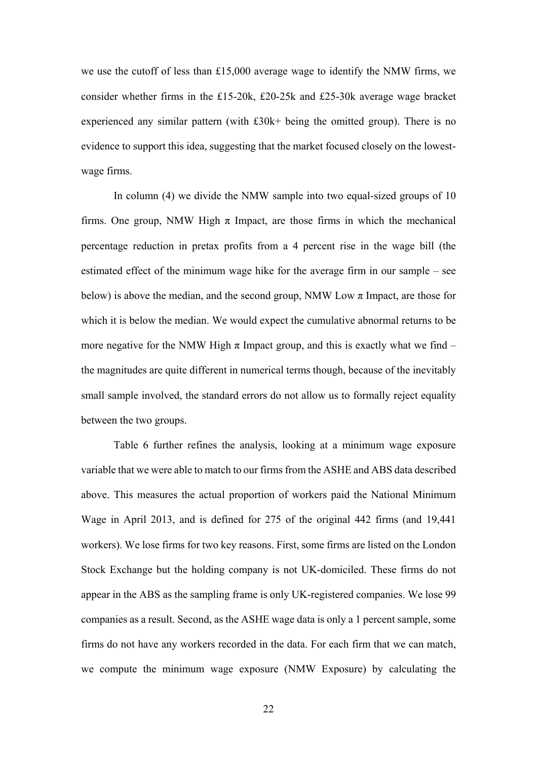we use the cutoff of less than £15,000 average wage to identify the NMW firms, we consider whether firms in the £15-20k, £20-25k and £25-30k average wage bracket experienced any similar pattern (with £30k+ being the omitted group). There is no evidence to support this idea, suggesting that the market focused closely on the lowest-wage firms.

In column (4) we divide the NMW sample into two equal-sized groups of 10 firms. One group, NMW High $\pi$ Impact, are those firms in which the mechanical percentage reduction in pretax profits from a 4 percent rise in the wage bill (the estimated effect of the minimum wage hike for the average firm in our sample – see below) is above the median, and the second group, NMW Low $\pi$ Impact, are those for which it is below the median. We would expect the cumulative abnormal returns to be more negative for the NMW High $\pi$ Impact group, and this is exactly what we find – the magnitudes are quite different in numerical terms though, because of the inevitably small sample involved, the standard errors do not allow us to formally reject equality between the two groups.

Table 6 further refines the analysis, looking at a minimum wage exposure variable that we were able to match to our firms from the ASHE and ABS data described above. This measures the actual proportion of workers paid the National Minimum Wage in April 2013, and is defined for 275 of the original 442 firms (and 19,441 workers). We lose firms for two key reasons. First, some firms are listed on the London Stock Exchange but the holding company is not UK-domiciled. These firms do not appear in the ABS as the sampling frame is only UK-registered companies. We lose 99 companies as a result. Second, as the ASHE wage data is only a 1 percent sample, some firms do not have any workers recorded in the data. For each firm that we can match, we compute the minimum wage exposure (NMW Exposure) by calculating the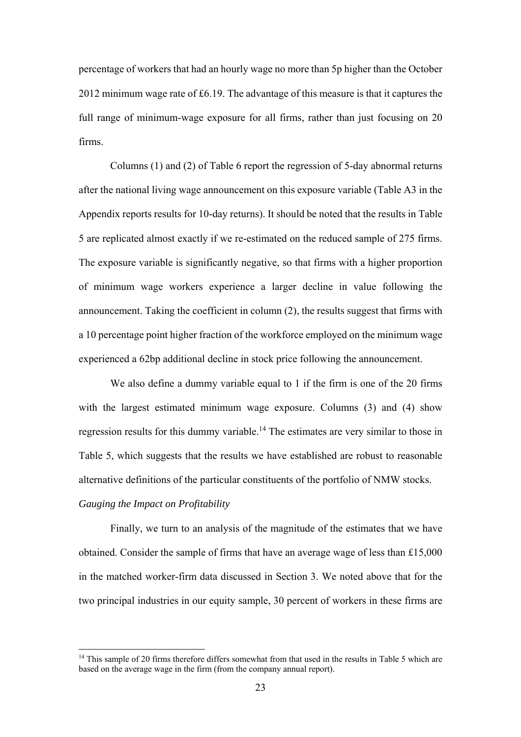percentage of workers that had an hourly wage no more than 5p higher than the October 2012 minimum wage rate of £6.19. The advantage of this measure is that it captures the full range of minimum-wage exposure for all firms, rather than just focusing on 20 firms.

Columns (1) and (2) of Table 6 report the regression of 5-day abnormal returns after the national living wage announcement on this exposure variable (Table A3 in the Appendix reports results for 10-day returns). It should be noted that the results in Table 5 are replicated almost exactly if we re-estimated on the reduced sample of 275 firms. The exposure variable is significantly negative, so that firms with a higher proportion of minimum wage workers experience a larger decline in value following the announcement. Taking the coefficient in column (2), the results suggest that firms with a 10 percentage point higher fraction of the workforce employed on the minimum wage experienced a 62bp additional decline in stock price following the announcement.

We also define a dummy variable equal to 1 if the firm is one of the 20 firms with the largest estimated minimum wage exposure. Columns (3) and (4) show regression results for this dummy variable.[14] The estimates are very similar to those in Table 5, which suggests that the results we have established are robust to reasonable alternative definitions of the particular constituents of the portfolio of NMW stocks.

*Gauging the Impact on Profitability*

Finally, we turn to an analysis of the magnitude of the estimates that we have obtained. Consider the sample of firms that have an average wage of less than £15,000 in the matched worker-firm data discussed in Section 3. We noted above that for the two principal industries in our equity sample, 30 percent of workers in these firms are

[14] This sample of 20 firms therefore differs somewhat from that used in the results in Table 5 which are based on the average wage in the firm (from the company annual report).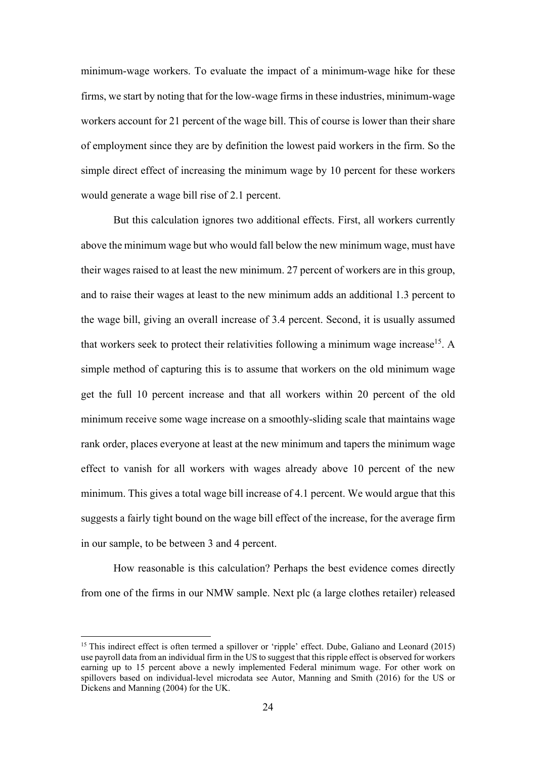minimum-wage workers. To evaluate the impact of a minimum-wage hike for these firms, we start by noting that for the low-wage firms in these industries, minimum-wage workers account for 21 percent of the wage bill. This of course is lower than their share of employment since they are by definition the lowest paid workers in the firm. So the simple direct effect of increasing the minimum wage by 10 percent for these workers would generate a wage bill rise of 2.1 percent.

But this calculation ignores two additional effects. First, all workers currently above the minimum wage but who would fall below the new minimum wage, must have their wages raised to at least the new minimum. 27 percent of workers are in this group, and to raise their wages at least to the new minimum adds an additional 1.3 percent to the wage bill, giving an overall increase of 3.4 percent. Second, it is usually assumed that workers seek to protect their relativities following a minimum wage increase[15]. A simple method of capturing this is to assume that workers on the old minimum wage get the full 10 percent increase and that all workers within 20 percent of the old minimum receive some wage increase on a smoothly-sliding scale that maintains wage rank order, places everyone at least at the new minimum and tapers the minimum wage effect to vanish for all workers with wages already above 10 percent of the new minimum. This gives a total wage bill increase of 4.1 percent. We would argue that this suggests a fairly tight bound on the wage bill effect of the increase, for the average firm in our sample, to be between 3 and 4 percent.

How reasonable is this calculation? Perhaps the best evidence comes directly from one of the firms in our NMW sample. Next plc (a large clothes retailer) released

---

[15] This indirect effect is often termed a spillover or 'ripple' effect. Dube, Galiano and Leonard (2015) use payroll data from an individual firm in the US to suggest that this ripple effect is observed for workers earning up to 15 percent above a newly implemented Federal minimum wage. For other work on spillovers based on individual-level microdata see Autor, Manning and Smith (2016) for the US or Dickens and Manning (2004) for the UK.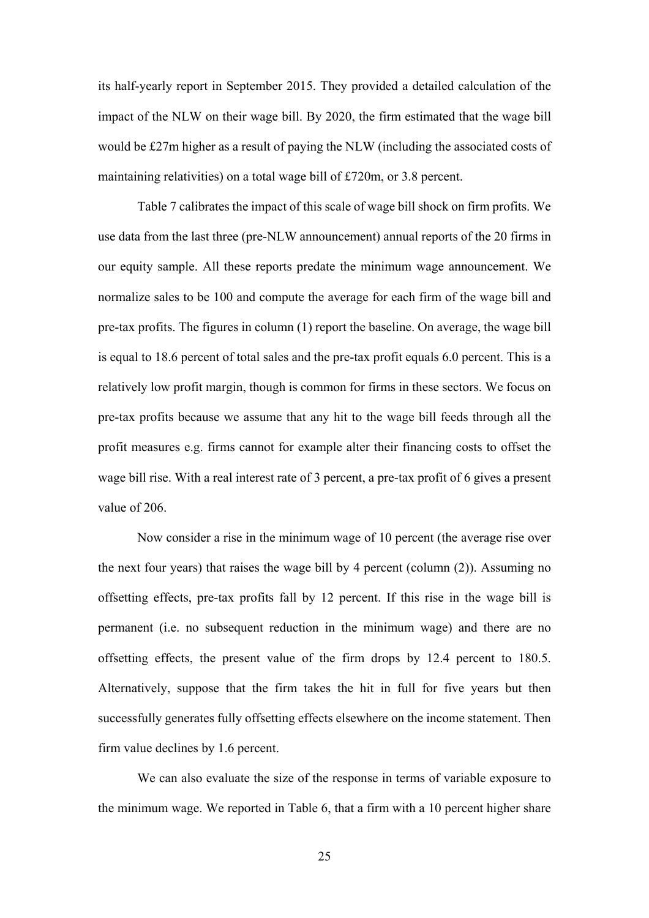its half-yearly report in September 2015. They provided a detailed calculation of the impact of the NLW on their wage bill. By 2020, the firm estimated that the wage bill would be £27m higher as a result of paying the NLW (including the associated costs of maintaining relativities) on a total wage bill of £720m, or 3.8 percent.

Table 7 calibrates the impact of this scale of wage bill shock on firm profits. We use data from the last three (pre-NLW announcement) annual reports of the 20 firms in our equity sample. All these reports predate the minimum wage announcement. We normalize sales to be 100 and compute the average for each firm of the wage bill and pre-tax profits. The figures in column (1) report the baseline. On average, the wage bill is equal to 18.6 percent of total sales and the pre-tax profit equals 6.0 percent. This is a relatively low profit margin, though is common for firms in these sectors. We focus on pre-tax profits because we assume that any hit to the wage bill feeds through all the profit measures e.g. firms cannot for example alter their financing costs to offset the wage bill rise. With a real interest rate of 3 percent, a pre-tax profit of 6 gives a present value of 206.

Now consider a rise in the minimum wage of 10 percent (the average rise over the next four years) that raises the wage bill by 4 percent (column (2)). Assuming no offsetting effects, pre-tax profits fall by 12 percent. If this rise in the wage bill is permanent (i.e. no subsequent reduction in the minimum wage) and there are no offsetting effects, the present value of the firm drops by 12.4 percent to 180.5. Alternatively, suppose that the firm takes the hit in full for five years but then successfully generates fully offsetting effects elsewhere on the income statement. Then firm value declines by 1.6 percent.

We can also evaluate the size of the response in terms of variable exposure to the minimum wage. We reported in Table 6, that a firm with a 10 percent higher share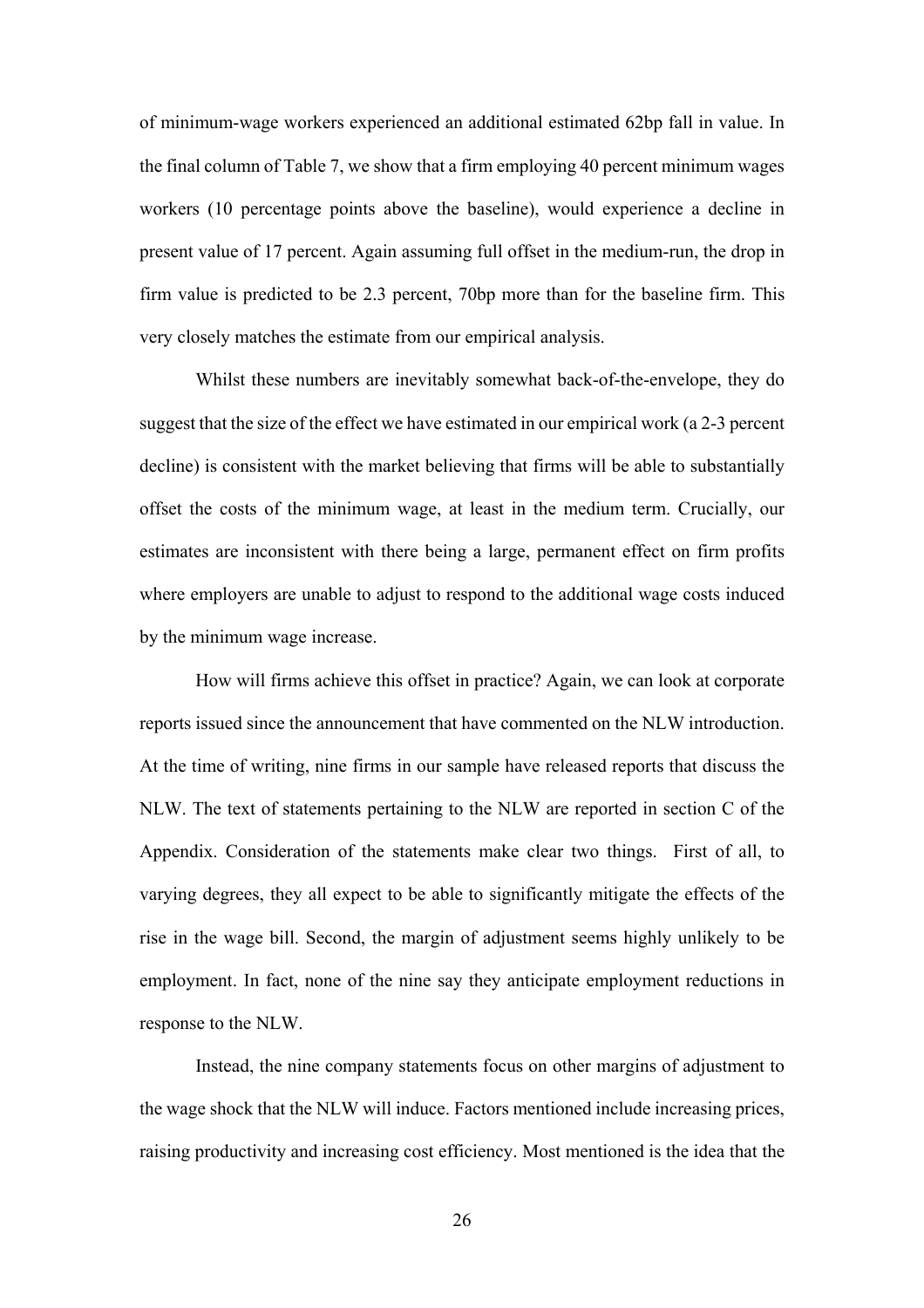of minimum-wage workers experienced an additional estimated 62bp fall in value. In the final column of Table 7, we show that a firm employing 40 percent minimum wages workers (10 percentage points above the baseline), would experience a decline in present value of 17 percent. Again assuming full offset in the medium-run, the drop in firm value is predicted to be 2.3 percent, 70bp more than for the baseline firm. This very closely matches the estimate from our empirical analysis.

Whilst these numbers are inevitably somewhat back-of-the-envelope, they do suggest that the size of the effect we have estimated in our empirical work (a 2-3 percent decline) is consistent with the market believing that firms will be able to substantially offset the costs of the minimum wage, at least in the medium term. Crucially, our estimates are inconsistent with there being a large, permanent effect on firm profits where employers are unable to adjust to respond to the additional wage costs induced by the minimum wage increase.

How will firms achieve this offset in practice? Again, we can look at corporate reports issued since the announcement that have commented on the NLW introduction. At the time of writing, nine firms in our sample have released reports that discuss the NLW. The text of statements pertaining to the NLW are reported in section C of the Appendix. Consideration of the statements make clear two things. First of all, to varying degrees, they all expect to be able to significantly mitigate the effects of the rise in the wage bill. Second, the margin of adjustment seems highly unlikely to be employment. In fact, none of the nine say they anticipate employment reductions in response to the NLW.

Instead, the nine company statements focus on other margins of adjustment to the wage shock that the NLW will induce. Factors mentioned include increasing prices, raising productivity and increasing cost efficiency. Most mentioned is the idea that the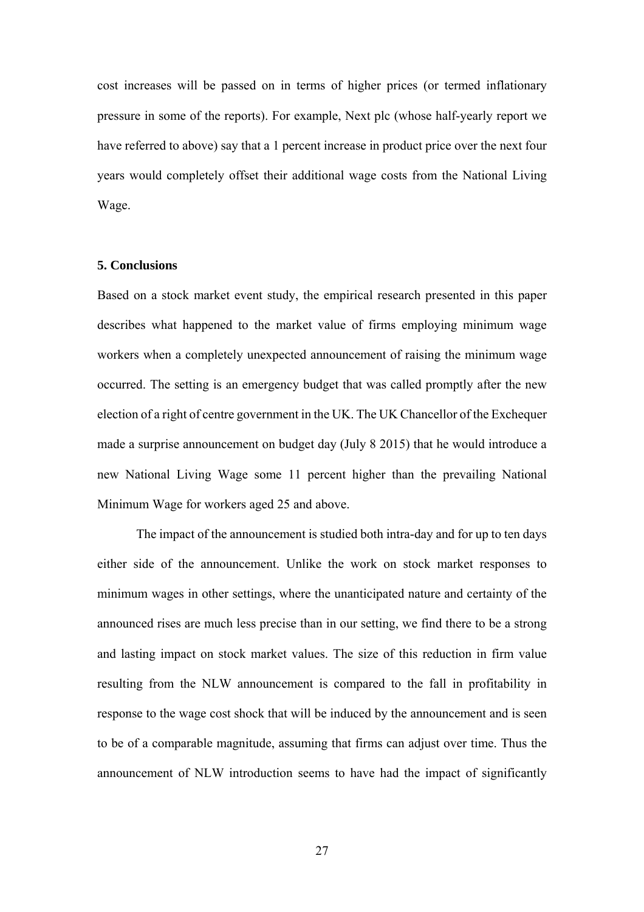cost increases will be passed on in terms of higher prices (or termed inflationary pressure in some of the reports). For example, Next plc (whose half-yearly report we have referred to above) say that a 1 percent increase in product price over the next four years would completely offset their additional wage costs from the National Living Wage.

## 5. Conclusions

Based on a stock market event study, the empirical research presented in this paper describes what happened to the market value of firms employing minimum wage workers when a completely unexpected announcement of raising the minimum wage occurred. The setting is an emergency budget that was called promptly after the new election of a right of centre government in the UK. The UK Chancellor of the Exchequer made a surprise announcement on budget day (July 8 2015) that he would introduce a new National Living Wage some 11 percent higher than the prevailing National Minimum Wage for workers aged 25 and above.

The impact of the announcement is studied both intra-day and for up to ten days either side of the announcement. Unlike the work on stock market responses to minimum wages in other settings, where the unanticipated nature and certainty of the announced rises are much less precise than in our setting, we find there to be a strong and lasting impact on stock market values. The size of this reduction in firm value resulting from the NLW announcement is compared to the fall in profitability in response to the wage cost shock that will be induced by the announcement and is seen to be of a comparable magnitude, assuming that firms can adjust over time. Thus the announcement of NLW introduction seems to have had the impact of significantly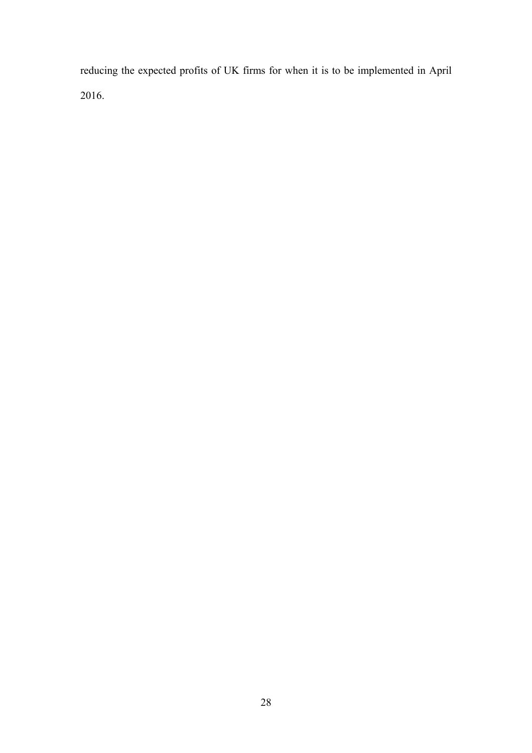reducing the expected profits of UK firms for when it is to be implemented in April 2016.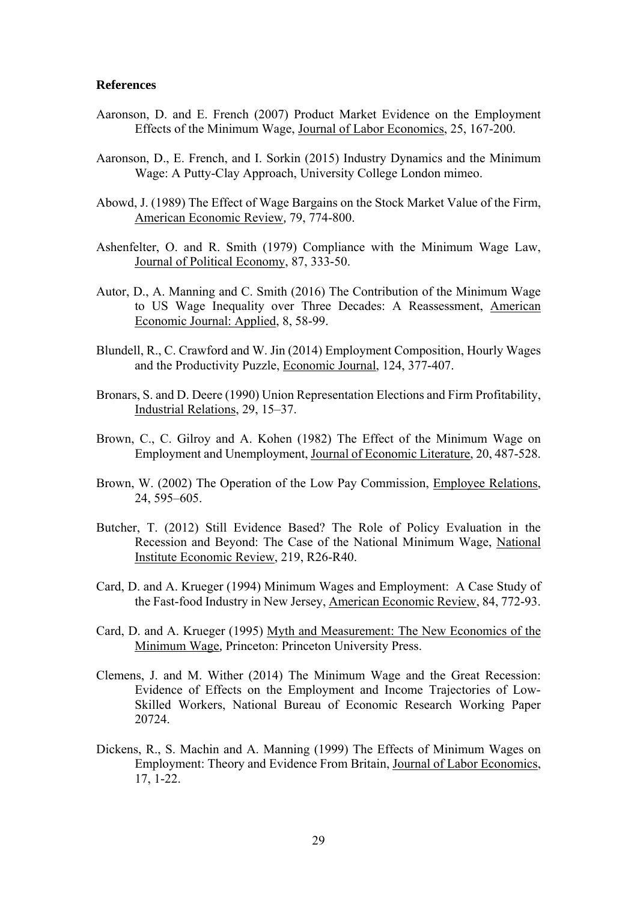**References**

Aaronson, D. and E. French (2007) Product Market Evidence on the Employment Effects of the Minimum Wage, Journal of Labor Economics, 25, 167-200.

Aaronson, D., E. French, and I. Sorkin (2015) Industry Dynamics and the Minimum Wage: A Putty-Clay Approach, University College London mimeo.

Abowd, J. (1989) The Effect of Wage Bargains on the Stock Market Value of the Firm, American Economic Review, 79, 774-800.

Ashenfelter, O. and R. Smith (1979) Compliance with the Minimum Wage Law, Journal of Political Economy, 87, 333-50.

Autor, D., A. Manning and C. Smith (2016) The Contribution of the Minimum Wage to US Wage Inequality over Three Decades: A Reassessment, American Economic Journal: Applied, 8, 58-99.

Blundell, R., C. Crawford and W. Jin (2014) Employment Composition, Hourly Wages and the Productivity Puzzle, Economic Journal, 124, 377-407.

Bronars, S. and D. Deere (1990) Union Representation Elections and Firm Profitability, Industrial Relations, 29, 15–37.

Brown, C., C. Gilroy and A. Kohen (1982) The Effect of the Minimum Wage on Employment and Unemployment, Journal of Economic Literature, 20, 487-528.

Brown, W. (2002) The Operation of the Low Pay Commission, Employee Relations, 24, 595–605.

Butcher, T. (2012) Still Evidence Based? The Role of Policy Evaluation in the Recession and Beyond: The Case of the National Minimum Wage, National Institute Economic Review, 219, R26-R40.

Card, D. and A. Krueger (1994) Minimum Wages and Employment: A Case Study of the Fast-food Industry in New Jersey, American Economic Review, 84, 772-93.

Card, D. and A. Krueger (1995) Myth and Measurement: The New Economics of the Minimum Wage, Princeton: Princeton University Press.

Clemens, J. and M. Wither (2014) The Minimum Wage and the Great Recession: Evidence of Effects on the Employment and Income Trajectories of Low-Skilled Workers, National Bureau of Economic Research Working Paper 20724.

Dickens, R., S. Machin and A. Manning (1999) The Effects of Minimum Wages on Employment: Theory and Evidence From Britain, Journal of Labor Economics, 17, 1-22.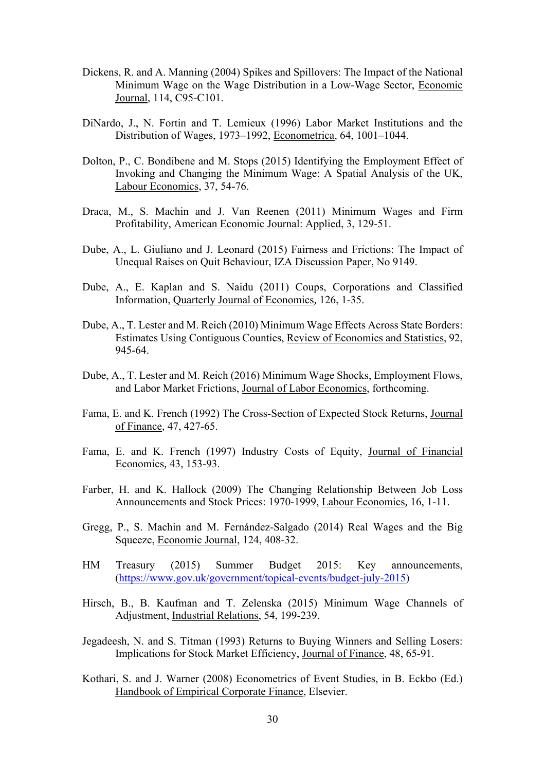Dickens, R. and A. Manning (2004) Spikes and Spillovers: The Impact of the National Minimum Wage on the Wage Distribution in a Low-Wage Sector, Economic Journal, 114, C95-C101.

DiNardo, J., N. Fortin and T. Lemieux (1996) Labor Market Institutions and the Distribution of Wages, 1973–1992, Econometrica, 64, 1001–1044.

Dolton, P., C. Bondibene and M. Stops (2015) Identifying the Employment Effect of Invoking and Changing the Minimum Wage: A Spatial Analysis of the UK, Labour Economics, 37, 54-76.

Draca, M., S. Machin and J. Van Reenen (2011) Minimum Wages and Firm Profitability, American Economic Journal: Applied, 3, 129-51.

Dube, A., L. Giuliano and J. Leonard (2015) Fairness and Frictions: The Impact of Unequal Raises on Quit Behaviour, IZA Discussion Paper, No 9149.

Dube, A., E. Kaplan and S. Naidu (2011) Coups, Corporations and Classified Information, Quarterly Journal of Economics, 126, 1-35.

Dube, A., T. Lester and M. Reich (2010) Minimum Wage Effects Across State Borders: Estimates Using Contiguous Counties, Review of Economics and Statistics, 92, 945-64.

Dube, A., T. Lester and M. Reich (2016) Minimum Wage Shocks, Employment Flows, and Labor Market Frictions, Journal of Labor Economics, forthcoming.

Fama, E. and K. French (1992) The Cross-Section of Expected Stock Returns, Journal of Finance, 47, 427-65.

Fama, E. and K. French (1997) Industry Costs of Equity, Journal of Financial Economics, 43, 153-93.

Farber, H. and K. Hallock (2009) The Changing Relationship Between Job Loss Announcements and Stock Prices: 1970-1999, Labour Economics, 16, 1-11.

Gregg, P., S. Machin and M. Fernández-Salgado (2014) Real Wages and the Big Squeeze, Economic Journal, 124, 408-32.

HM Treasury (2015) Summer Budget 2015: Key announcements, (https://www.gov.uk/government/topical-events/budget-july-2015)

Hirsch, B., B. Kaufman and T. Zelenska (2015) Minimum Wage Channels of Adjustment, Industrial Relations, 54, 199-239.

Jegadeesh, N. and S. Titman (1993) Returns to Buying Winners and Selling Losers: Implications for Stock Market Efficiency, Journal of Finance, 48, 65-91.

Kothari, S. and J. Warner (2008) Econometrics of Event Studies, in B. Eckbo (Ed.) Handbook of Empirical Corporate Finance, Elsevier.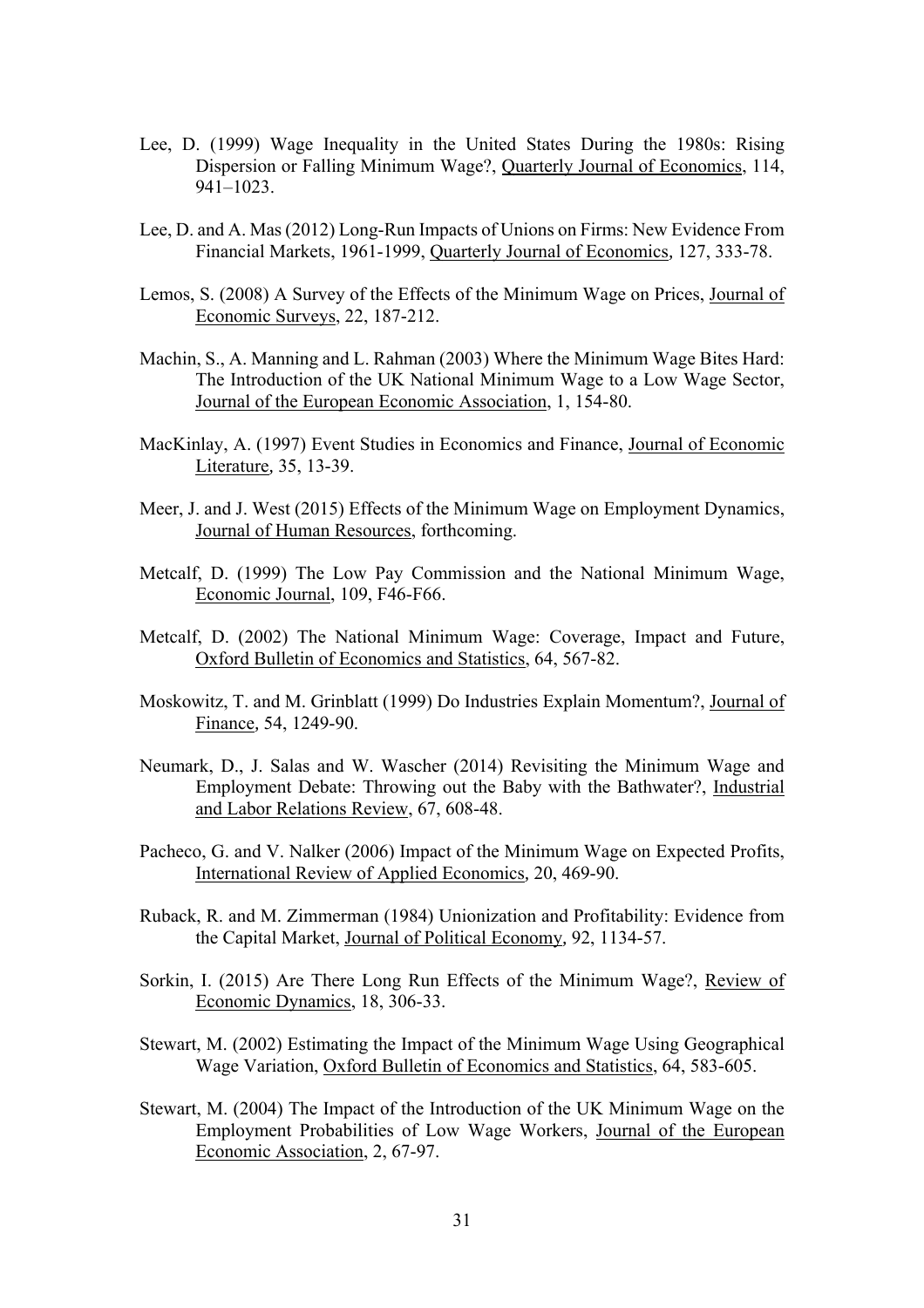Lee, D. (1999) Wage Inequality in the United States During the 1980s: Rising Dispersion or Falling Minimum Wage?, Quarterly Journal of Economics, 114, 941–1023.

Lee, D. and A. Mas (2012) Long-Run Impacts of Unions on Firms: New Evidence From Financial Markets, 1961-1999, Quarterly Journal of Economics, 127, 333-78.

Lemos, S. (2008) A Survey of the Effects of the Minimum Wage on Prices, Journal of Economic Surveys, 22, 187-212.

Machin, S., A. Manning and L. Rahman (2003) Where the Minimum Wage Bites Hard: The Introduction of the UK National Minimum Wage to a Low Wage Sector, Journal of the European Economic Association, 1, 154-80.

MacKinlay, A. (1997) Event Studies in Economics and Finance, Journal of Economic Literature, 35, 13-39.

Meer, J. and J. West (2015) Effects of the Minimum Wage on Employment Dynamics, Journal of Human Resources, forthcoming.

Metcalf, D. (1999) The Low Pay Commission and the National Minimum Wage, Economic Journal, 109, F46-F66.

Metcalf, D. (2002) The National Minimum Wage: Coverage, Impact and Future, Oxford Bulletin of Economics and Statistics, 64, 567-82.

Moskowitz, T. and M. Grinblatt (1999) Do Industries Explain Momentum?, Journal of Finance, 54, 1249-90.

Neumark, D., J. Salas and W. Wascher (2014) Revisiting the Minimum Wage and Employment Debate: Throwing out the Baby with the Bathwater?, Industrial and Labor Relations Review, 67, 608-48.

Pacheco, G. and V. Nalker (2006) Impact of the Minimum Wage on Expected Profits, International Review of Applied Economics, 20, 469-90.

Ruback, R. and M. Zimmerman (1984) Unionization and Profitability: Evidence from the Capital Market, Journal of Political Economy, 92, 1134-57.

Sorkin, I. (2015) Are There Long Run Effects of the Minimum Wage?, Review of Economic Dynamics, 18, 306-33.

Stewart, M. (2002) Estimating the Impact of the Minimum Wage Using Geographical Wage Variation, Oxford Bulletin of Economics and Statistics, 64, 583-605.

Stewart, M. (2004) The Impact of the Introduction of the UK Minimum Wage on the Employment Probabilities of Low Wage Workers, Journal of the European Economic Association, 2, 67-97.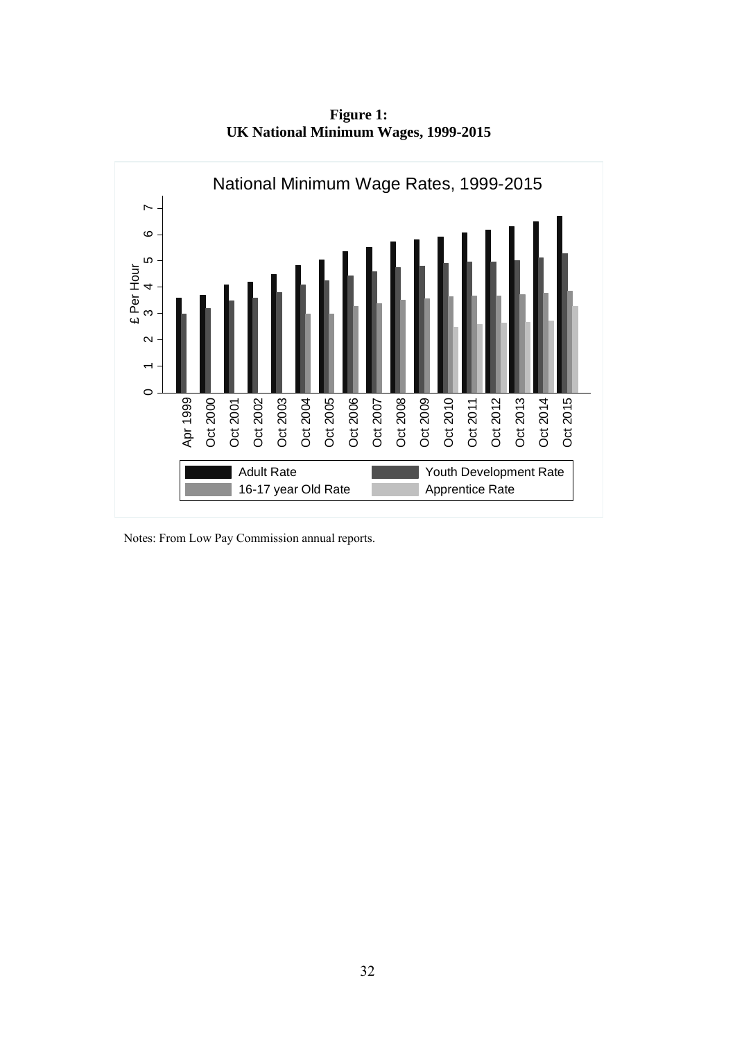**Figure 1:**
**UK National Minimum Wages, 1999-2015**

Notes: From Low Pay Commission annual reports.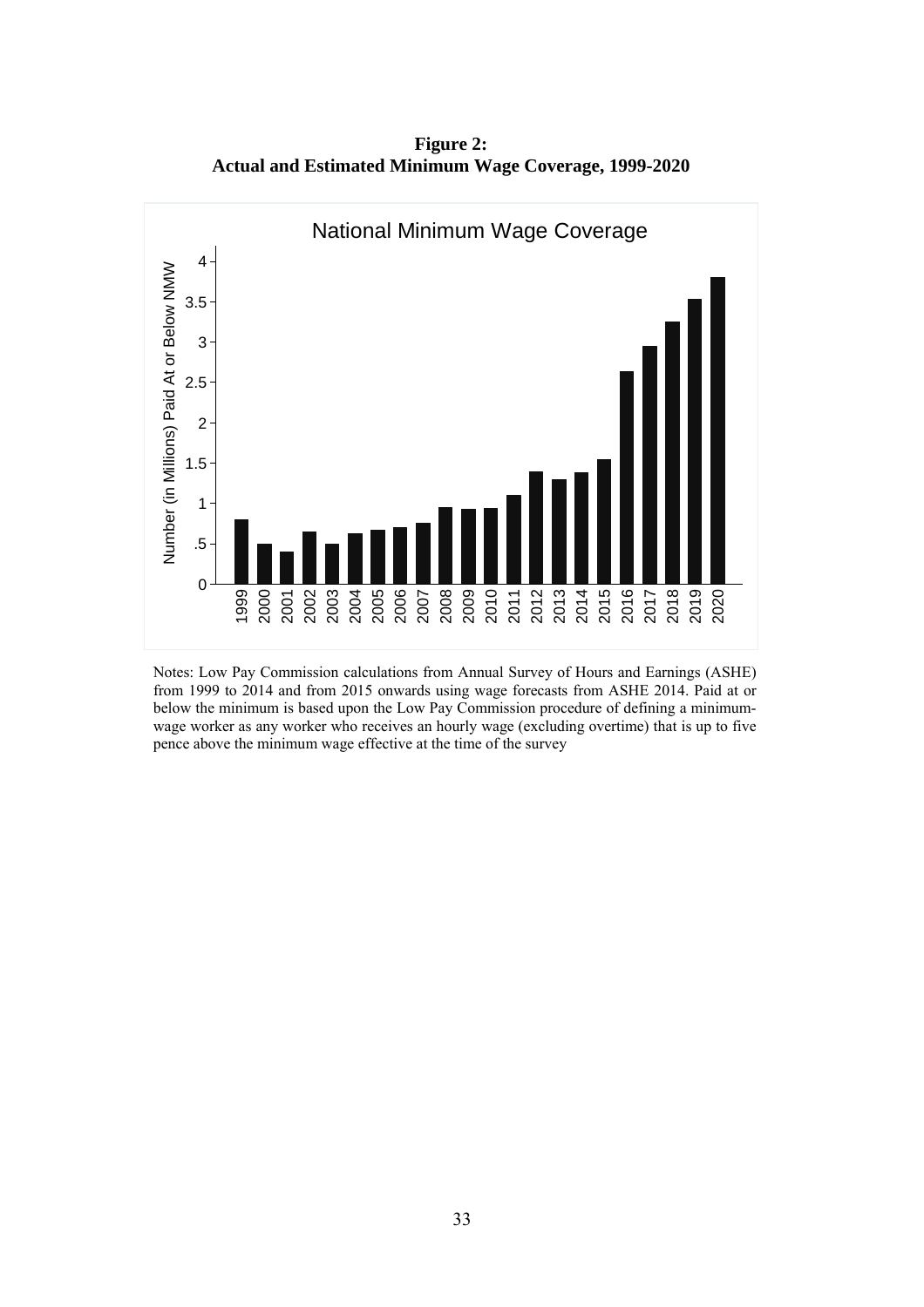**Figure 2:**
**Actual and Estimated Minimum Wage Coverage, 1999-2020**

Notes: Low Pay Commission calculations from Annual Survey of Hours and Earnings (ASHE) from 1999 to 2014 and from 2015 onwards using wage forecasts from ASHE 2014. Paid at or below the minimum is based upon the Low Pay Commission procedure of defining a minimum-wage worker as any worker who receives an hourly wage (excluding overtime) that is up to five pence above the minimum wage effective at the time of the survey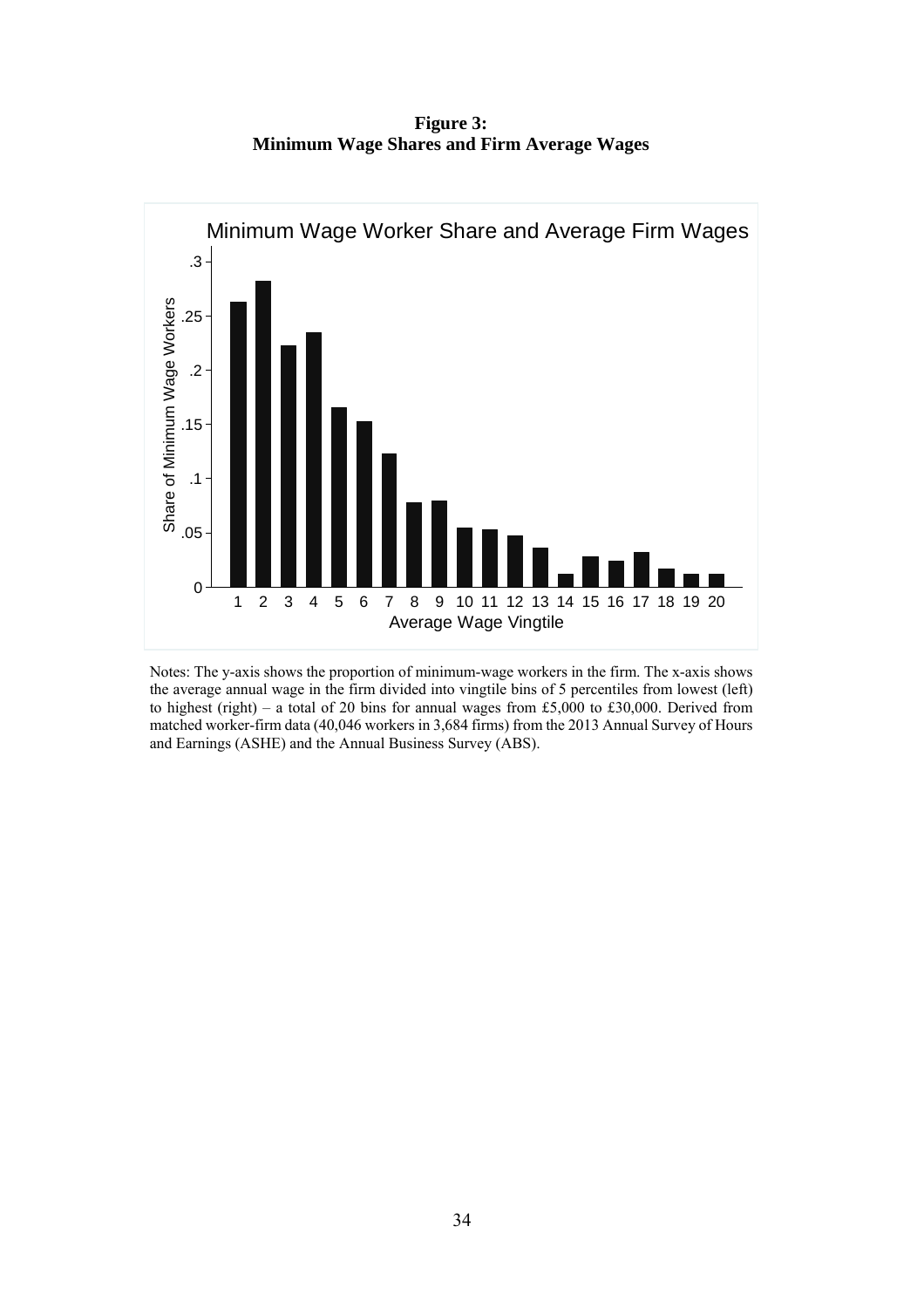**Figure 3:**
**Minimum Wage Shares and Firm Average Wages**

Notes: The y-axis shows the proportion of minimum-wage workers in the firm. The x-axis shows the average annual wage in the firm divided into vingtile bins of 5 percentiles from lowest (left) to highest (right) – a total of 20 bins for annual wages from £5,000 to £30,000. Derived from matched worker-firm data (40,046 workers in 3,684 firms) from the 2013 Annual Survey of Hours and Earnings (ASHE) and the Annual Business Survey (ABS).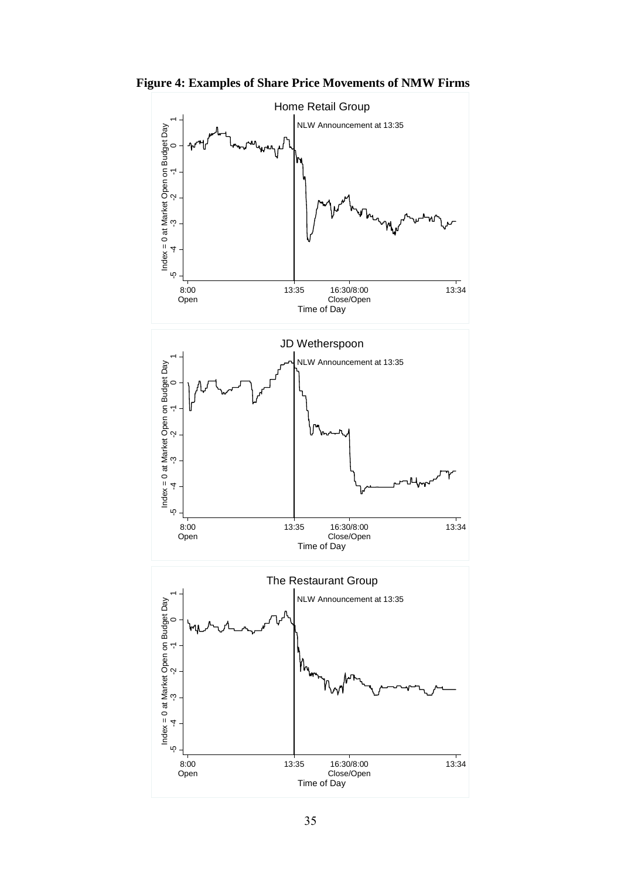**Figure 4: Examples of Share Price Movements of NMW Firms**

Home Retail Group

NLW Announcement at 13:35

Index = 0 at Market Open on Budget Day

Time of Day

JD Wetherspoon

NLW Announcement at 13:35

Index = 0 at Market Open on Budget Day

Time of Day

The Restaurant Group

NLW Announcement at 13:35

Index = 0 at Market Open on Budget Day

Time of Day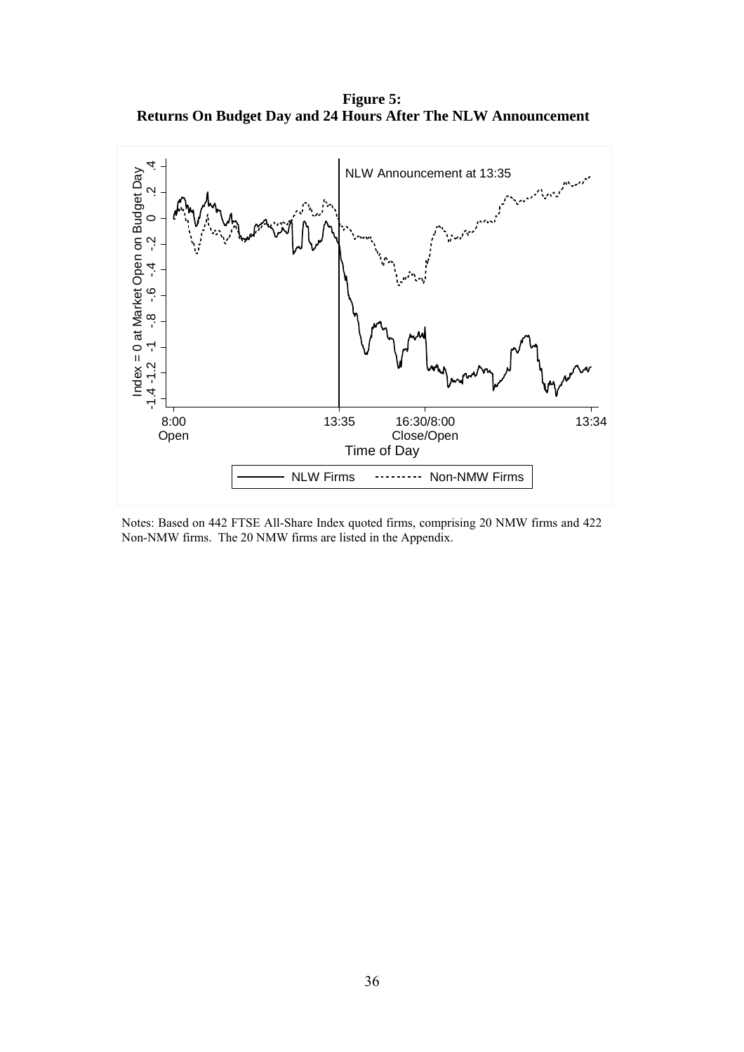**Figure 5:**
**Returns On Budget Day and 24 Hours After The NLW Announcement**

Notes: Based on 442 FTSE All-Share Index quoted firms, comprising 20 NMW firms and 422 Non-NMW firms. The 20 NMW firms are listed in the Appendix.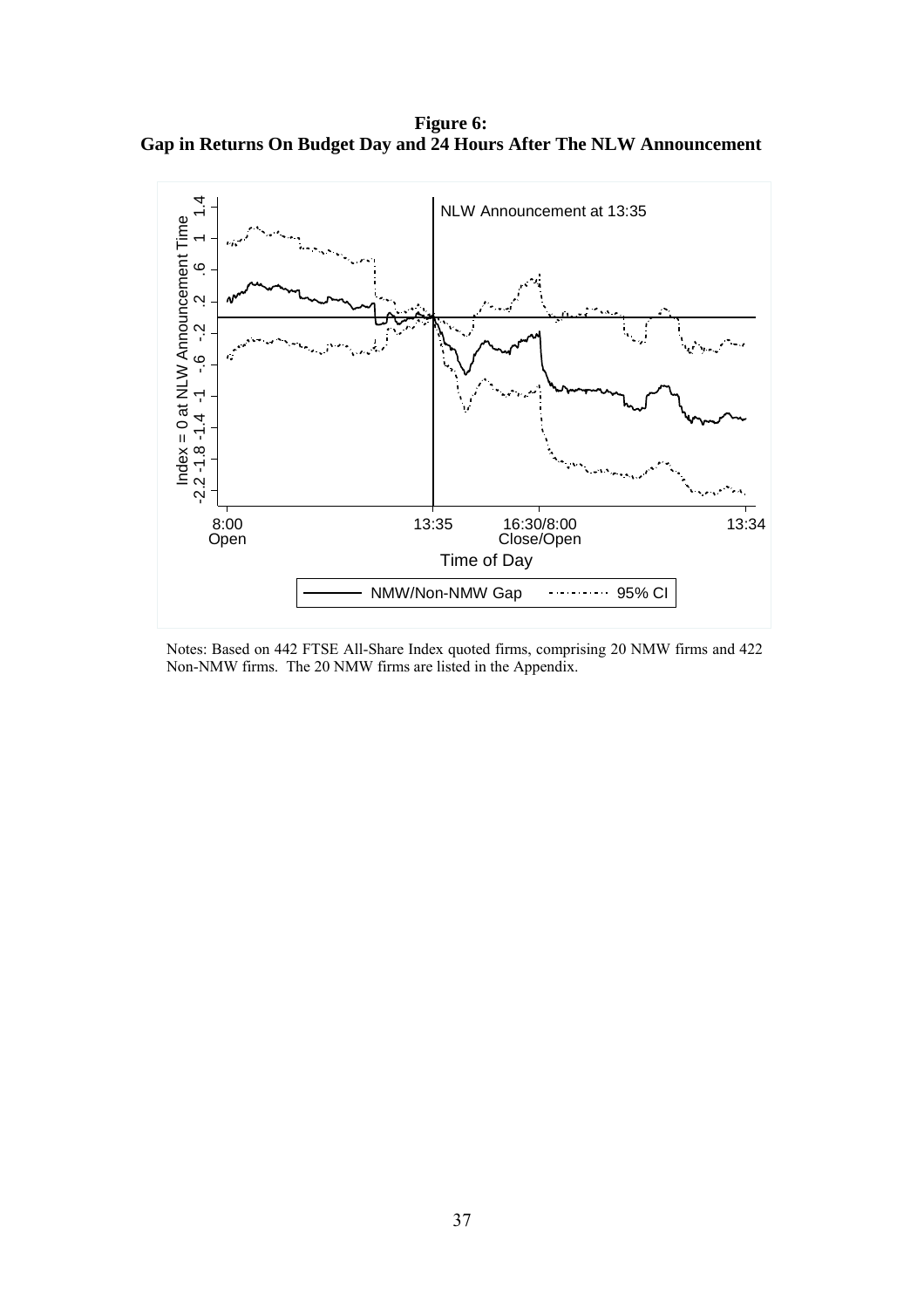**Figure 6:**
**Gap in Returns On Budget Day and 24 Hours After The NLW Announcement**

Notes: Based on 442 FTSE All-Share Index quoted firms, comprising 20 NMW firms and 422 Non-NMW firms. The 20 NMW firms are listed in the Appendix.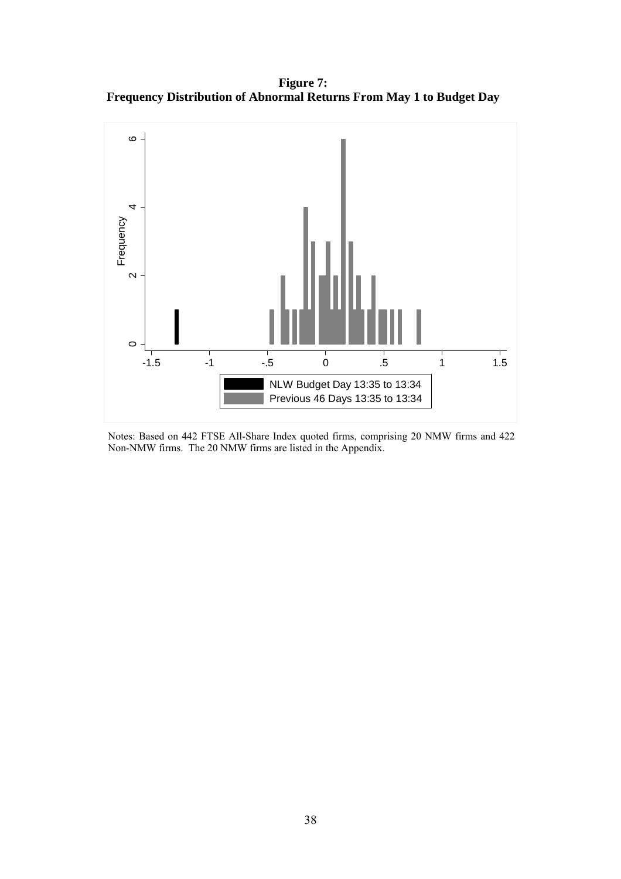**Figure 7:**
**Frequency Distribution of Abnormal Returns From May 1 to Budget Day**

Notes: Based on 442 FTSE All-Share Index quoted firms, comprising 20 NMW firms and 422 Non-NMW firms. The 20 NMW firms are listed in the Appendix.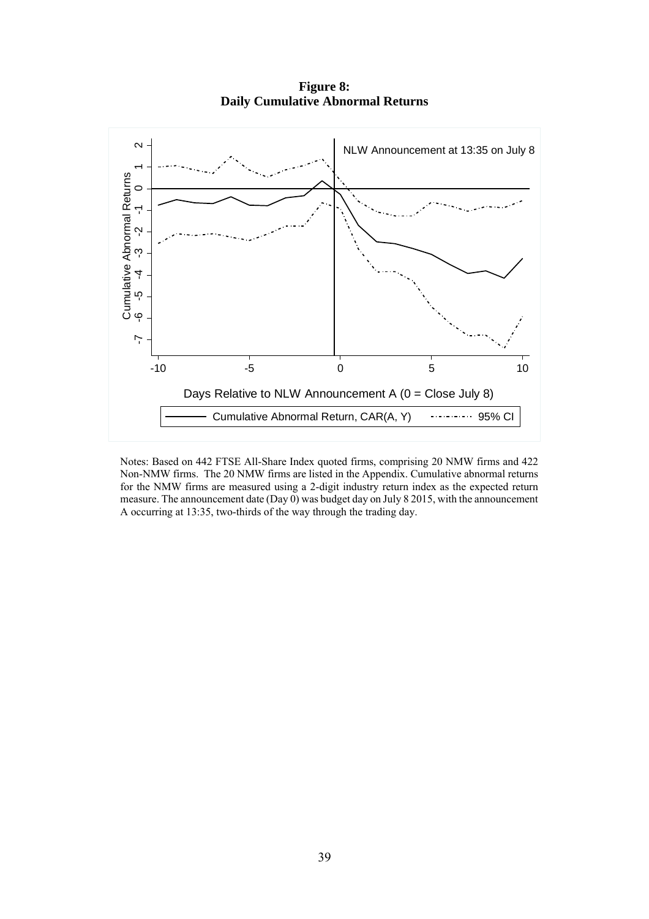**Figure 8:**
**Daily Cumulative Abnormal Returns**

Notes: Based on 442 FTSE All-Share Index quoted firms, comprising 20 NMW firms and 422 Non-NMW firms. The 20 NMW firms are listed in the Appendix. Cumulative abnormal returns for the NMW firms are measured using a 2-digit industry return index as the expected return measure. The announcement date (Day 0) was budget day on July 8 2015, with the announcement A occurring at 13:35, two-thirds of the way through the trading day.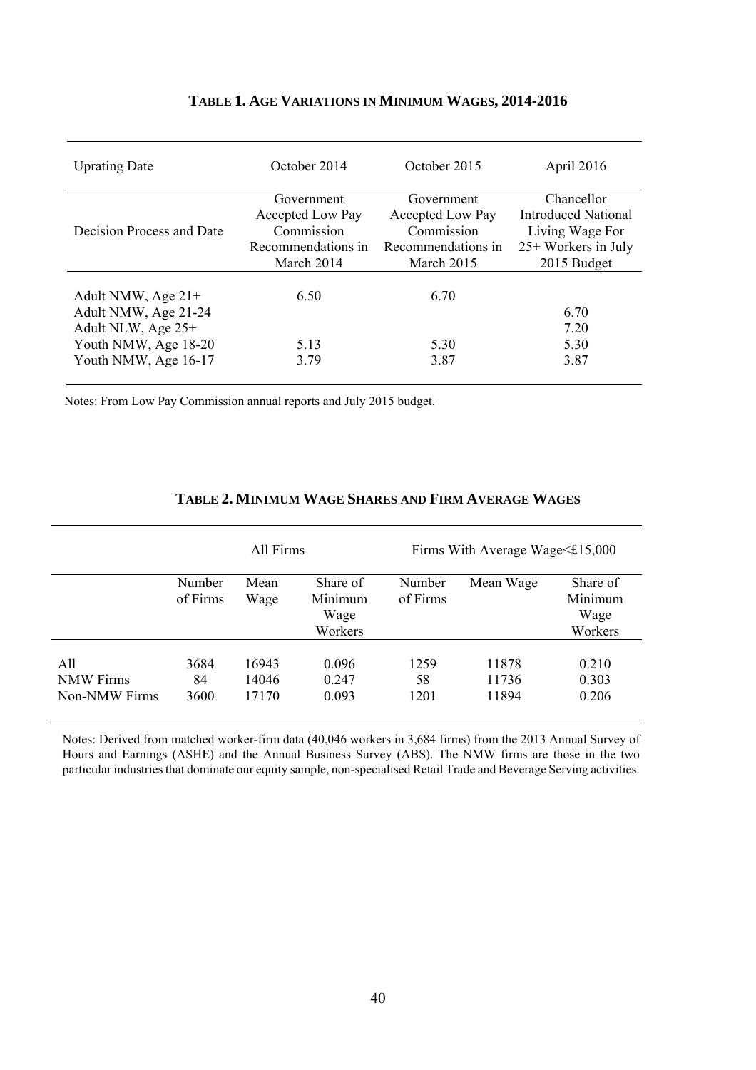**TABLE 1. AGE VARIATIONS IN MINIMUM WAGES, 2014-2016**

| Uprating Date | October 2014 | October 2015 | April 2016 |
|---|---|---|---|
| Decision Process and Date | Government Accepted Low Pay Commission Recommendations in March 2014 | Government Accepted Low Pay Commission Recommendations in March 2015 | Chancellor Introduced National Living Wage For 25+ Workers in July 2015 Budget |
| Adult NMW, Age 21+ | 6.50 | 6.70 | |
| Adult NMW, Age 21-24 | | | 6.70 |
| Adult NLW, Age 25+ | | | 7.20 |
| Youth NMW, Age 18-20 | 5.13 | 5.30 | 5.30 |
| Youth NMW, Age 16-17 | 3.79 | 3.87 | 3.87 |

Notes: From Low Pay Commission annual reports and July 2015 budget.

**TABLE 2. MINIMUM WAGE SHARES AND FIRM AVERAGE WAGES**

| | All Firms | | | Firms With Average Wage<£15,000 | | |
|---|---|---|---|---|---|---|
| | Number of Firms | Mean Wage | Share of Minimum Wage Workers | Number of Firms | Mean Wage | Share of Minimum Wage Workers |
| All | 3684 | 16943 | 0.096 | 1259 | 11878 | 0.210 |
| NMW Firms | 84 | 14046 | 0.247 | 58 | 11736 | 0.303 |
| Non-NMW Firms | 3600 | 17170 | 0.093 | 1201 | 11894 | 0.206 |

Notes: Derived from matched worker-firm data (40,046 workers in 3,684 firms) from the 2013 Annual Survey of Hours and Earnings (ASHE) and the Annual Business Survey (ABS). The NMW firms are those in the two particular industries that dominate our equity sample, non-specialised Retail Trade and Beverage Serving activities.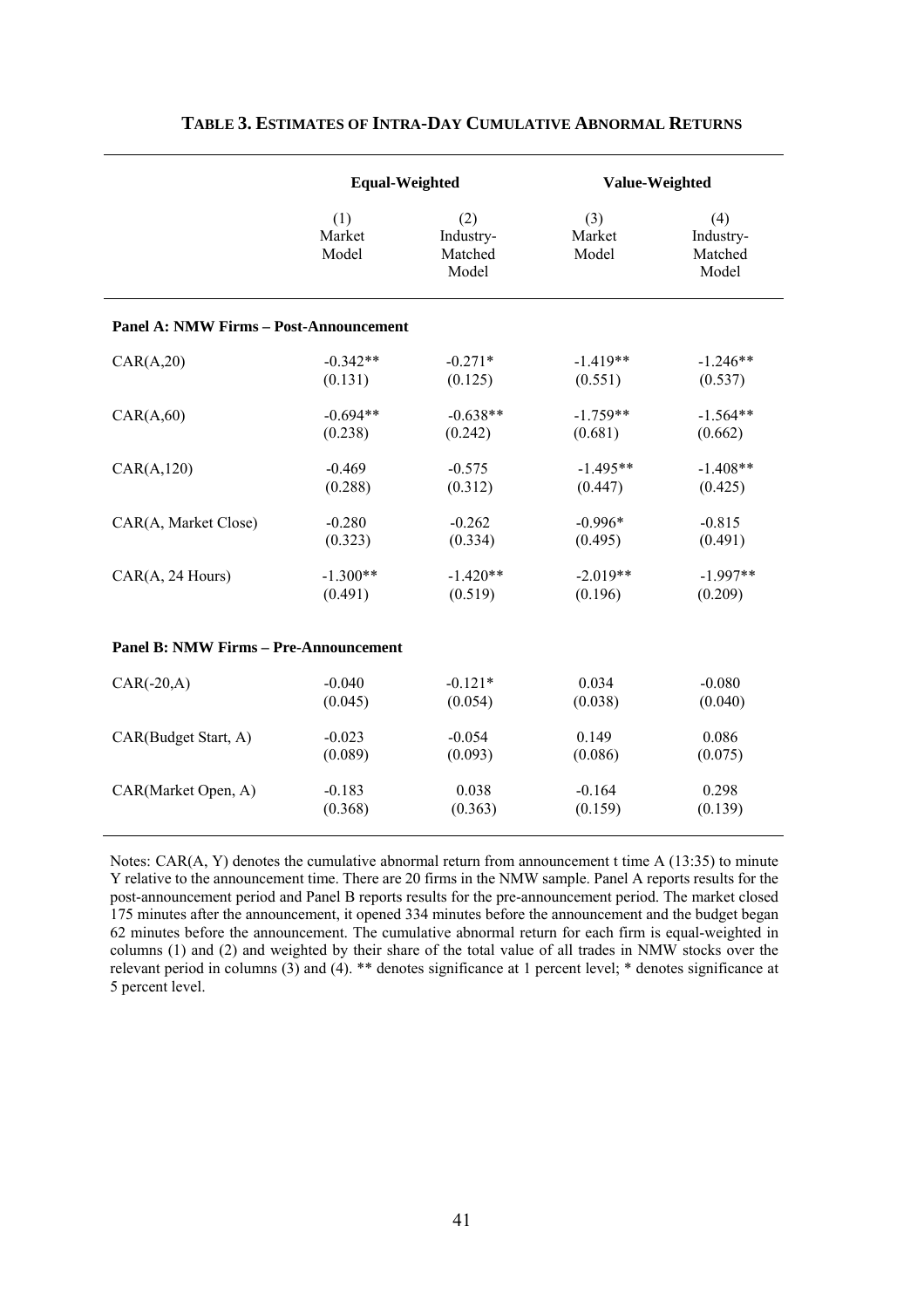**TABLE 3. ESTIMATES OF INTRA-DAY CUMULATIVE ABNORMAL RETURNS**

| | Equal-Weighted | | Value-Weighted | |
|---|---|---|---|---|
| | (1) Market Model | (2) Industry-Matched Model | (3) Market Model | (4) Industry-Matched Model |
| **Panel A: NMW Firms – Post-Announcement** | | | | |
| CAR(A,20) | -0.342** | -0.271* | -1.419** | -1.246** |
| | (0.131) | (0.125) | (0.551) | (0.537) |
| CAR(A,60) | -0.694** | -0.638** | -1.759** | -1.564** |
| | (0.238) | (0.242) | (0.681) | (0.662) |
| CAR(A,120) | -0.469 | -0.575 | -1.495** | -1.408** |
| | (0.288) | (0.312) | (0.447) | (0.425) |
| CAR(A, Market Close) | -0.280 | -0.262 | -0.996* | -0.815 |
| | (0.323) | (0.334) | (0.495) | (0.491) |
| CAR(A, 24 Hours) | -1.300** | -1.420** | -2.019** | -1.997** |
| | (0.491) | (0.519) | (0.196) | (0.209) |
| **Panel B: NMW Firms – Pre-Announcement** | | | | |
| CAR(-20,A) | -0.040 | -0.121* | 0.034 | -0.080 |
| | (0.045) | (0.054) | (0.038) | (0.040) |
| CAR(Budget Start, A) | -0.023 | -0.054 | 0.149 | 0.086 |
| | (0.089) | (0.093) | (0.086) | (0.075) |
| CAR(Market Open, A) | -0.183 | 0.038 | -0.164 | 0.298 |
| | (0.368) | (0.363) | (0.159) | (0.139) |

Notes: CAR(A, Y) denotes the cumulative abnormal return from announcement t time A (13:35) to minute Y relative to the announcement time. There are 20 firms in the NMW sample. Panel A reports results for the post-announcement period and Panel B reports results for the pre-announcement period. The market closed 175 minutes after the announcement, it opened 334 minutes before the announcement and the budget began 62 minutes before the announcement. The cumulative abnormal return for each firm is equal-weighted in columns (1) and (2) and weighted by their share of the total value of all trades in NMW stocks over the relevant period in columns (3) and (4). ** denotes significance at 1 percent level; * denotes significance at 5 percent level.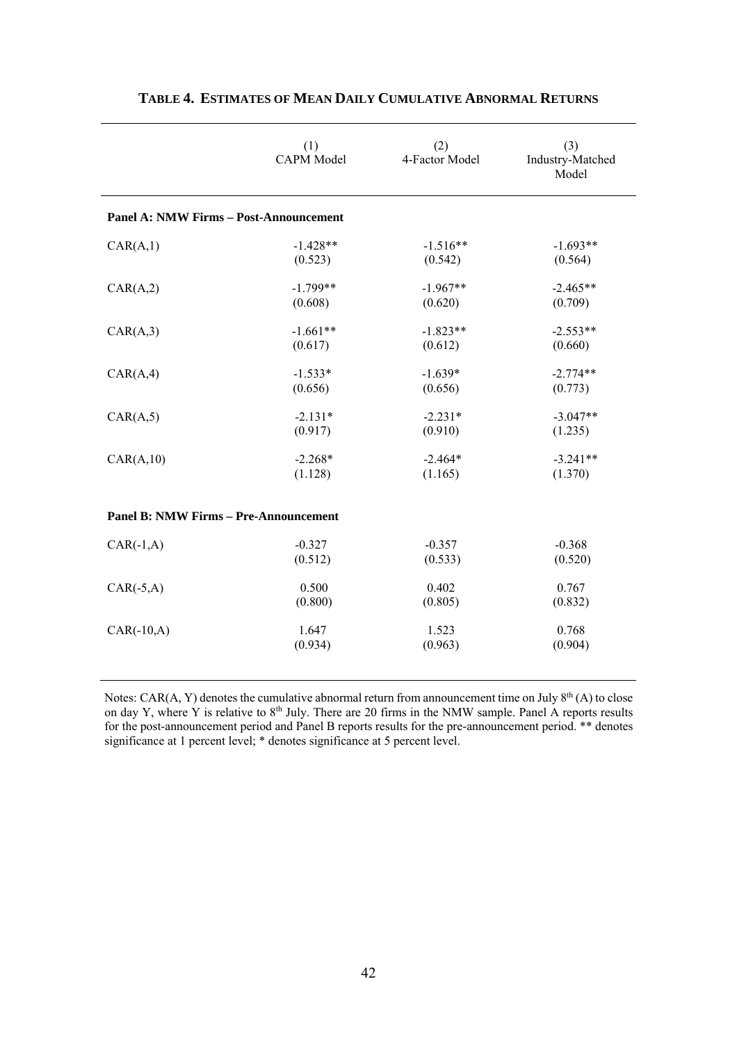**TABLE 4. ESTIMATES OF MEAN DAILY CUMULATIVE ABNORMAL RETURNS**

| | (1) CAPM Model | (2) 4-Factor Model | (3) Industry-Matched Model |
|---|---|---|---|
| **Panel A: NMW Firms – Post-Announcement** | | | |
| CAR(A,1) | -1.428** | -1.516** | -1.693** |
| | (0.523) | (0.542) | (0.564) |
| CAR(A,2) | -1.799** | -1.967** | -2.465** |
| | (0.608) | (0.620) | (0.709) |
| CAR(A,3) | -1.661** | -1.823** | -2.553** |
| | (0.617) | (0.612) | (0.660) |
| CAR(A,4) | -1.533* | -1.639* | -2.774** |
| | (0.656) | (0.656) | (0.773) |
| CAR(A,5) | -2.131* | -2.231* | -3.047** |
| | (0.917) | (0.910) | (1.235) |
| CAR(A,10) | -2.268* | -2.464* | -3.241** |
| | (1.128) | (1.165) | (1.370) |
| **Panel B: NMW Firms – Pre-Announcement** | | | |
| CAR(-1,A) | -0.327 | -0.357 | -0.368 |
| | (0.512) | (0.533) | (0.520) |
| CAR(-5,A) | 0.500 | 0.402 | 0.767 |
| | (0.800) | (0.805) | (0.832) |
| CAR(-10,A) | 1.647 | 1.523 | 0.768 |
| | (0.934) | (0.963) | (0.904) |

Notes: CAR(A, Y) denotes the cumulative abnormal return from announcement time on July 8th (A) to close on day Y, where Y is relative to 8th July. There are 20 firms in the NMW sample. Panel A reports results for the post-announcement period and Panel B reports results for the pre-announcement period. ** denotes significance at 1 percent level; * denotes significance at 5 percent level.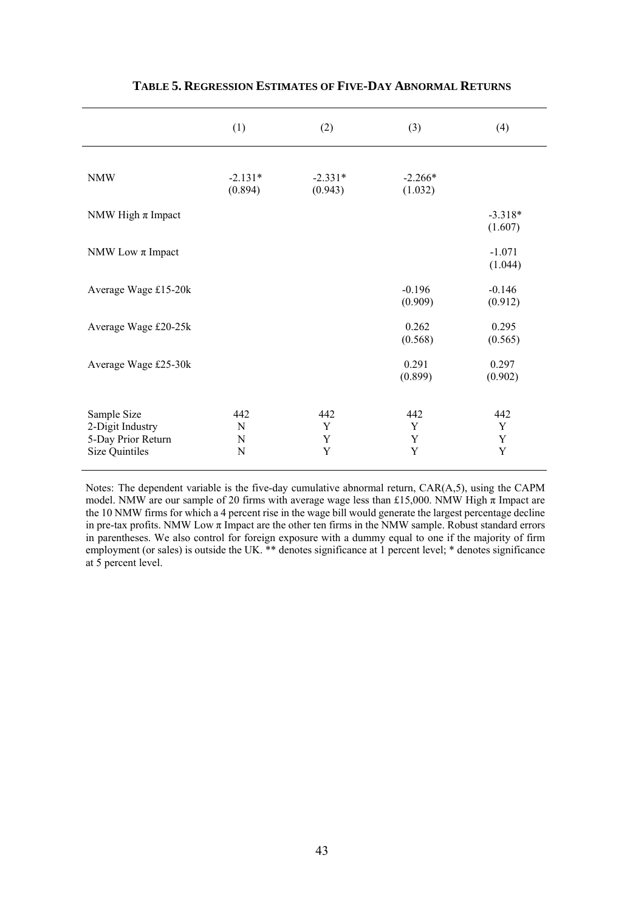**TABLE 5. REGRESSION ESTIMATES OF FIVE-DAY ABNORMAL RETURNS**

| | (1) | (2) | (3) | (4) |
|---|---|---|---|---|
| NMW | -2.131* | -2.331* | -2.266* | |
| | (0.894) | (0.943) | (1.032) | |
| NMW High π Impact | | | | -3.318* |
| | | | | (1.607) |
| NMW Low π Impact | | | | -1.071 |
| | | | | (1.044) |
| Average Wage £15-20k | | | -0.196 | -0.146 |
| | | | (0.909) | (0.912) |
| Average Wage £20-25k | | | 0.262 | 0.295 |
| | | | (0.568) | (0.565) |
| Average Wage £25-30k | | | 0.291 | 0.297 |
| | | | (0.899) | (0.902) |
| Sample Size | 442 | 442 | 442 | 442 |
| 2-Digit Industry | N | Y | Y | Y |
| 5-Day Prior Return | N | Y | Y | Y |
| Size Quintiles | N | Y | Y | Y |

Notes: The dependent variable is the five-day cumulative abnormal return, CAR(A,5), using the CAPM model. NMW are our sample of 20 firms with average wage less than £15,000. NMW High π Impact are the 10 NMW firms for which a 4 percent rise in the wage bill would generate the largest percentage decline in pre-tax profits. NMW Low π Impact are the other ten firms in the NMW sample. Robust standard errors in parentheses. We also control for foreign exposure with a dummy equal to one if the majority of firm employment (or sales) is outside the UK. ** denotes significance at 1 percent level; * denotes significance at 5 percent level.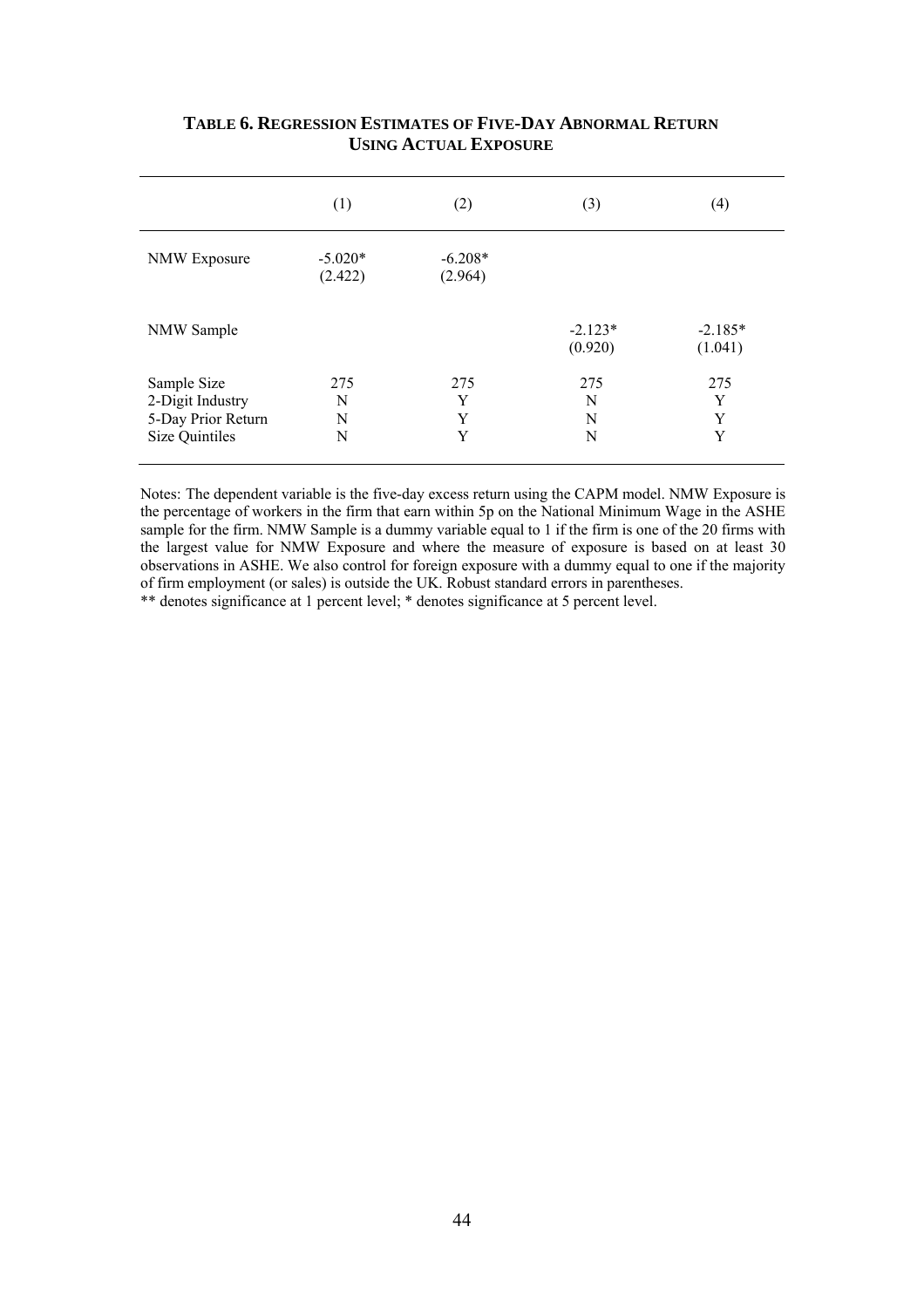**TABLE 6. REGRESSION ESTIMATES OF FIVE-DAY ABNORMAL RETURN USING ACTUAL EXPOSURE**

| | (1) | (2) | (3) | (4) |
|---|---|---|---|---|
| NMW Exposure | -5.020* | -6.208* | | |
| | (2.422) | (2.964) | | |
| NMW Sample | | | -2.123* | -2.185* |
| | | | (0.920) | (1.041) |
| Sample Size | 275 | 275 | 275 | 275 |
| 2-Digit Industry | N | Y | N | Y |
| 5-Day Prior Return | N | Y | N | Y |
| Size Quintiles | N | Y | N | Y |

Notes: The dependent variable is the five-day excess return using the CAPM model. NMW Exposure is the percentage of workers in the firm that earn within 5p on the National Minimum Wage in the ASHE sample for the firm. NMW Sample is a dummy variable equal to 1 if the firm is one of the 20 firms with the largest value for NMW Exposure and where the measure of exposure is based on at least 30 observations in ASHE. We also control for foreign exposure with a dummy equal to one if the majority of firm employment (or sales) is outside the UK. Robust standard errors in parentheses.
** denotes significance at 1 percent level; * denotes significance at 5 percent level.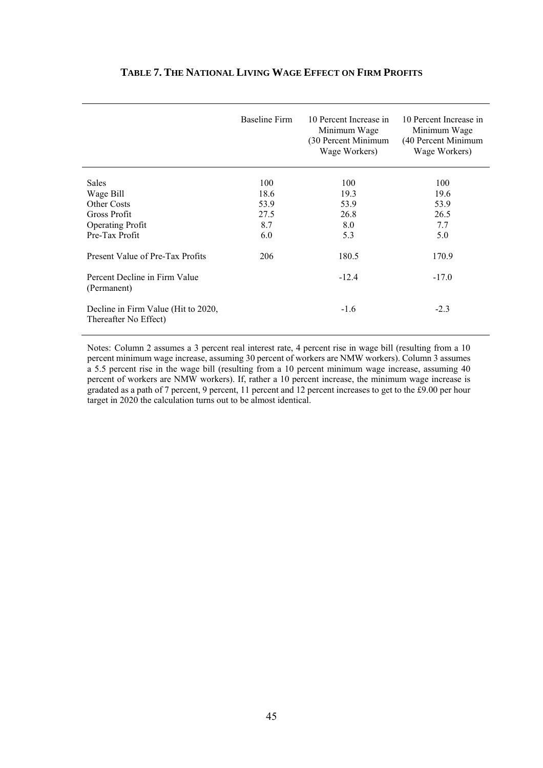**TABLE 7. THE NATIONAL LIVING WAGE EFFECT ON FIRM PROFITS**

| | Baseline Firm | 10 Percent Increase in Minimum Wage (30 Percent Minimum Wage Workers) | 10 Percent Increase in Minimum Wage (40 Percent Minimum Wage Workers) |
|---|---|---|---|
| Sales | 100 | 100 | 100 |
| Wage Bill | 18.6 | 19.3 | 19.6 |
| Other Costs | 53.9 | 53.9 | 53.9 |
| Gross Profit | 27.5 | 26.8 | 26.5 |
| Operating Profit | 8.7 | 8.0 | 7.7 |
| Pre-Tax Profit | 6.0 | 5.3 | 5.0 |
| Present Value of Pre-Tax Profits | 206 | 180.5 | 170.9 |
| Percent Decline in Firm Value (Permanent) | | -12.4 | -17.0 |
| Decline in Firm Value (Hit to 2020, Thereafter No Effect) | | -1.6 | -2.3 |

Notes: Column 2 assumes a 3 percent real interest rate, 4 percent rise in wage bill (resulting from a 10 percent minimum wage increase, assuming 30 percent of workers are NMW workers). Column 3 assumes a 5.5 percent rise in the wage bill (resulting from a 10 percent minimum wage increase, assuming 40 percent of workers are NMW workers). If, rather a 10 percent increase, the minimum wage increase is gradated as a path of 7 percent, 9 percent, 11 percent and 12 percent increases to get to the £9.00 per hour target in 2020 the calculation turns out to be almost identical.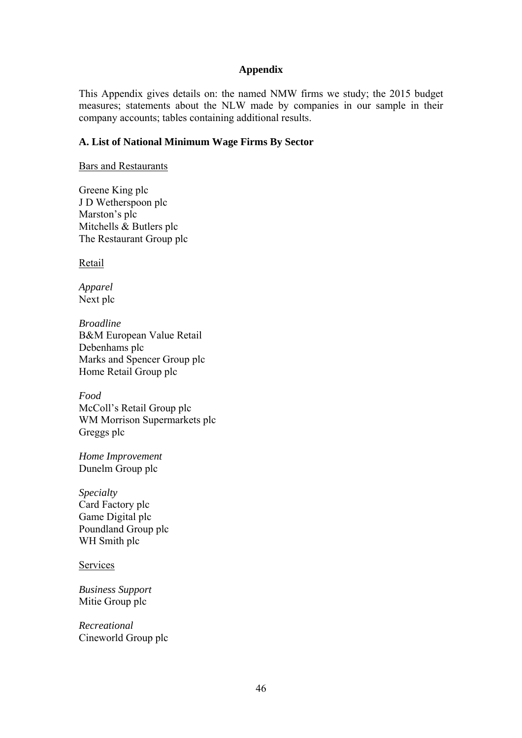## Appendix

This Appendix gives details on: the named NMW firms we study; the 2015 budget measures; statements about the NLW made by companies in our sample in their company accounts; tables containing additional results.

### A. List of National Minimum Wage Firms By Sector

Bars and Restaurants

Greene King plc
J D Wetherspoon plc
Marston's plc
Mitchells & Butlers plc
The Restaurant Group plc

Retail

*Apparel*
Next plc

*Broadline*
B&M European Value Retail
Debenhams plc
Marks and Spencer Group plc
Home Retail Group plc

*Food*
McColl's Retail Group plc
WM Morrison Supermarkets plc
Greggs plc

*Home Improvement*
Dunelm Group plc

*Specialty*
Card Factory plc
Game Digital plc
Poundland Group plc
WH Smith plc

Services

*Business Support*
Mitie Group plc

*Recreational*
Cineworld Group plc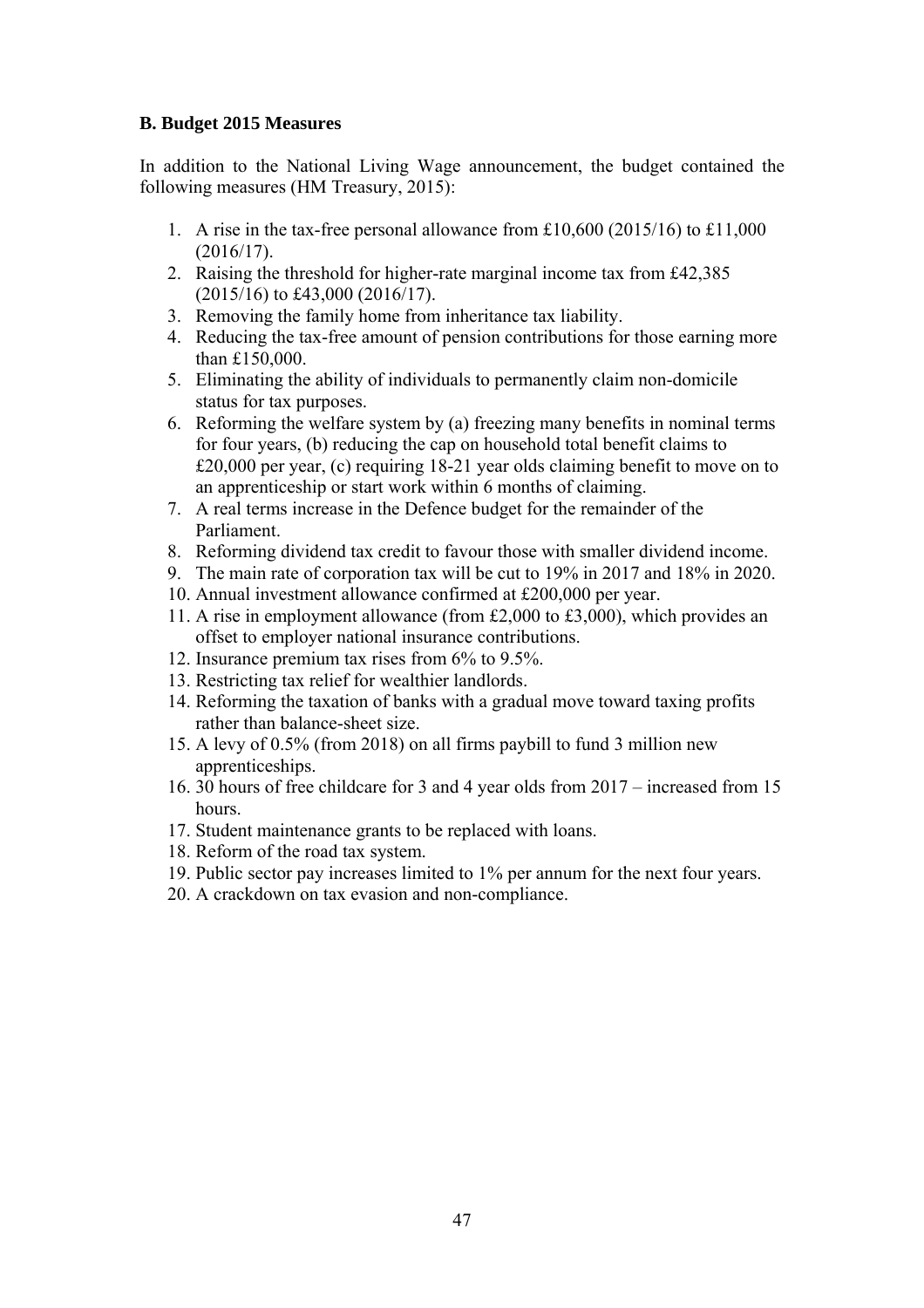**B. Budget 2015 Measures**

In addition to the National Living Wage announcement, the budget contained the following measures (HM Treasury, 2015):

1. A rise in the tax-free personal allowance from £10,600 (2015/16) to £11,000 (2016/17).
2. Raising the threshold for higher-rate marginal income tax from £42,385 (2015/16) to £43,000 (2016/17).
3. Removing the family home from inheritance tax liability.
4. Reducing the tax-free amount of pension contributions for those earning more than £150,000.
5. Eliminating the ability of individuals to permanently claim non-domicile status for tax purposes.
6. Reforming the welfare system by (a) freezing many benefits in nominal terms for four years, (b) reducing the cap on household total benefit claims to £20,000 per year, (c) requiring 18-21 year olds claiming benefit to move on to an apprenticeship or start work within 6 months of claiming.
7. A real terms increase in the Defence budget for the remainder of the Parliament.
8. Reforming dividend tax credit to favour those with smaller dividend income.
9. The main rate of corporation tax will be cut to 19% in 2017 and 18% in 2020.
10. Annual investment allowance confirmed at £200,000 per year.
11. A rise in employment allowance (from £2,000 to £3,000), which provides an offset to employer national insurance contributions.
12. Insurance premium tax rises from 6% to 9.5%.
13. Restricting tax relief for wealthier landlords.
14. Reforming the taxation of banks with a gradual move toward taxing profits rather than balance-sheet size.
15. A levy of 0.5% (from 2018) on all firms paybill to fund 3 million new apprenticeships.
16. 30 hours of free childcare for 3 and 4 year olds from 2017 – increased from 15 hours.
17. Student maintenance grants to be replaced with loans.
18. Reform of the road tax system.
19. Public sector pay increases limited to 1% per annum for the next four years.
20. A crackdown on tax evasion and non-compliance.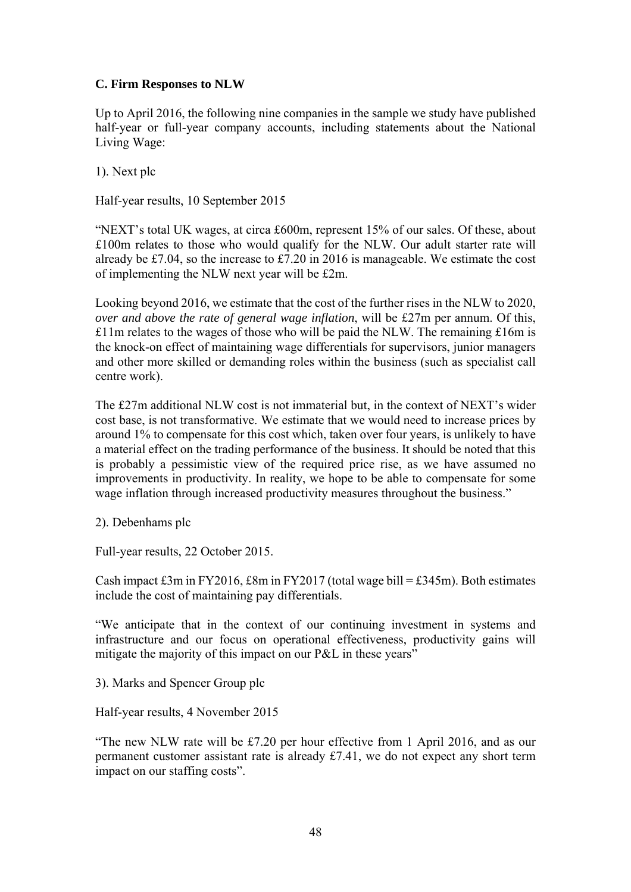**C. Firm Responses to NLW**

Up to April 2016, the following nine companies in the sample we study have published half-year or full-year company accounts, including statements about the National Living Wage:

1). Next plc

Half-year results, 10 September 2015

"NEXT's total UK wages, at circa £600m, represent 15% of our sales. Of these, about £100m relates to those who would qualify for the NLW. Our adult starter rate will already be £7.04, so the increase to £7.20 in 2016 is manageable. We estimate the cost of implementing the NLW next year will be £2m.

Looking beyond 2016, we estimate that the cost of the further rises in the NLW to 2020, *over and above the rate of general wage inflation*, will be £27m per annum. Of this, £11m relates to the wages of those who will be paid the NLW. The remaining £16m is the knock-on effect of maintaining wage differentials for supervisors, junior managers and other more skilled or demanding roles within the business (such as specialist call centre work).

The £27m additional NLW cost is not immaterial but, in the context of NEXT's wider cost base, is not transformative. We estimate that we would need to increase prices by around 1% to compensate for this cost which, taken over four years, is unlikely to have a material effect on the trading performance of the business. It should be noted that this is probably a pessimistic view of the required price rise, as we have assumed no improvements in productivity. In reality, we hope to be able to compensate for some wage inflation through increased productivity measures throughout the business."

2). Debenhams plc

Full-year results, 22 October 2015.

Cash impact £3m in FY2016, £8m in FY2017 (total wage bill = £345m). Both estimates include the cost of maintaining pay differentials.

"We anticipate that in the context of our continuing investment in systems and infrastructure and our focus on operational effectiveness, productivity gains will mitigate the majority of this impact on our P&L in these years"

3). Marks and Spencer Group plc

Half-year results, 4 November 2015

"The new NLW rate will be £7.20 per hour effective from 1 April 2016, and as our permanent customer assistant rate is already £7.41, we do not expect any short term impact on our staffing costs".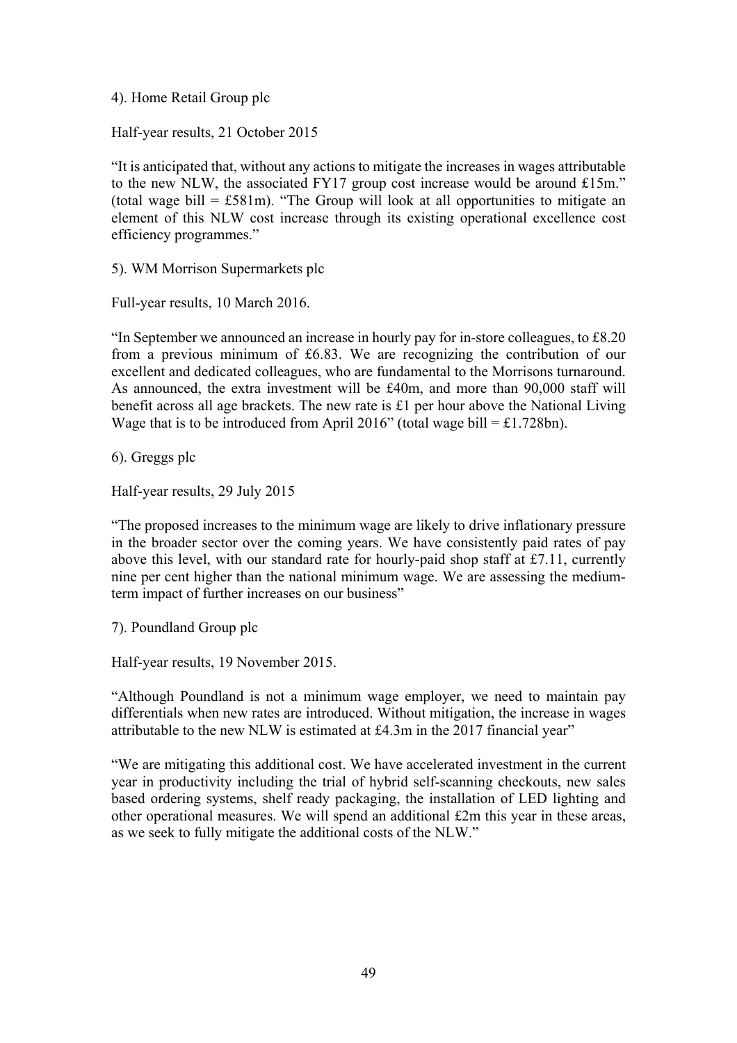4). Home Retail Group plc

Half-year results, 21 October 2015

“It is anticipated that, without any actions to mitigate the increases in wages attributable to the new NLW, the associated FY17 group cost increase would be around £15m.” (total wage bill = £581m). “The Group will look at all opportunities to mitigate an element of this NLW cost increase through its existing operational excellence cost efficiency programmes.”

5). WM Morrison Supermarkets plc

Full-year results, 10 March 2016.

“In September we announced an increase in hourly pay for in-store colleagues, to £8.20 from a previous minimum of £6.83. We are recognizing the contribution of our excellent and dedicated colleagues, who are fundamental to the Morrisons turnaround. As announced, the extra investment will be £40m, and more than 90,000 staff will benefit across all age brackets. The new rate is £1 per hour above the National Living Wage that is to be introduced from April 2016” (total wage bill = £1.728bn).

6). Greggs plc

Half-year results, 29 July 2015

“The proposed increases to the minimum wage are likely to drive inflationary pressure in the broader sector over the coming years. We have consistently paid rates of pay above this level, with our standard rate for hourly-paid shop staff at £7.11, currently nine per cent higher than the national minimum wage. We are assessing the medium-term impact of further increases on our business”

7). Poundland Group plc

Half-year results, 19 November 2015.

“Although Poundland is not a minimum wage employer, we need to maintain pay differentials when new rates are introduced. Without mitigation, the increase in wages attributable to the new NLW is estimated at £4.3m in the 2017 financial year”

“We are mitigating this additional cost. We have accelerated investment in the current year in productivity including the trial of hybrid self-scanning checkouts, new sales based ordering systems, shelf ready packaging, the installation of LED lighting and other operational measures. We will spend an additional £2m this year in these areas, as we seek to fully mitigate the additional costs of the NLW.”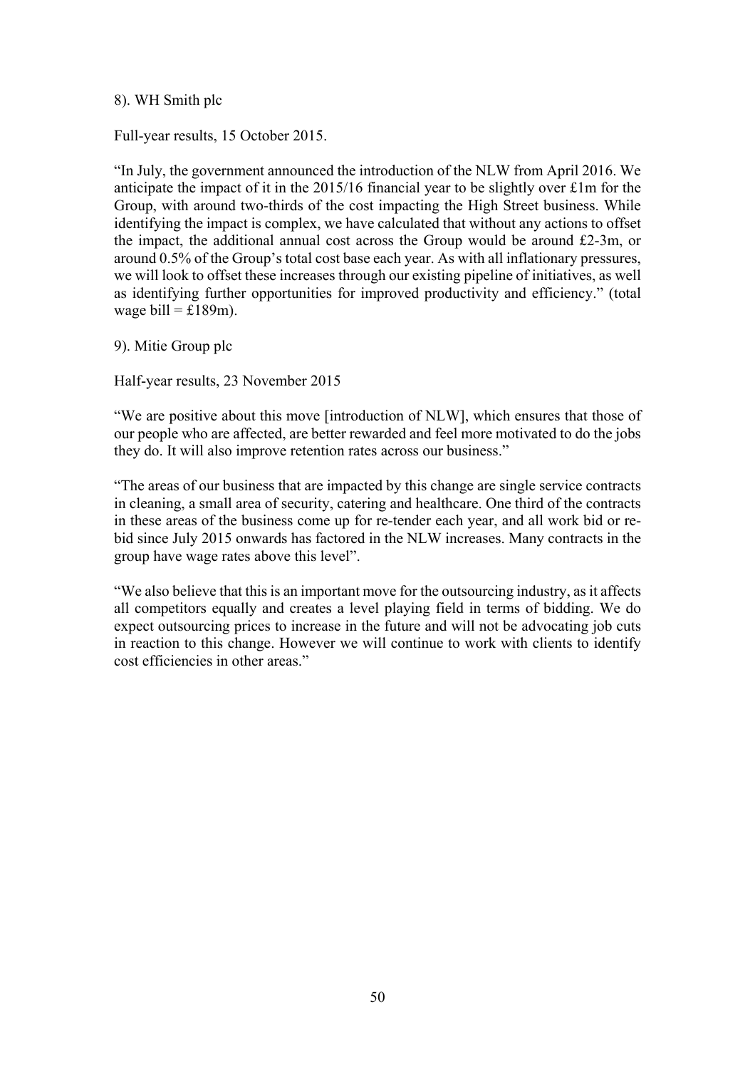8). WH Smith plc

Full-year results, 15 October 2015.

"In July, the government announced the introduction of the NLW from April 2016. We anticipate the impact of it in the 2015/16 financial year to be slightly over £1m for the Group, with around two-thirds of the cost impacting the High Street business. While identifying the impact is complex, we have calculated that without any actions to offset the impact, the additional annual cost across the Group would be around £2-3m, or around 0.5% of the Group's total cost base each year. As with all inflationary pressures, we will look to offset these increases through our existing pipeline of initiatives, as well as identifying further opportunities for improved productivity and efficiency." (total wage bill = £189m).

9). Mitie Group plc

Half-year results, 23 November 2015

"We are positive about this move [introduction of NLW], which ensures that those of our people who are affected, are better rewarded and feel more motivated to do the jobs they do. It will also improve retention rates across our business."

"The areas of our business that are impacted by this change are single service contracts in cleaning, a small area of security, catering and healthcare. One third of the contracts in these areas of the business come up for re-tender each year, and all work bid or re-bid since July 2015 onwards has factored in the NLW increases. Many contracts in the group have wage rates above this level".

"We also believe that this is an important move for the outsourcing industry, as it affects all competitors equally and creates a level playing field in terms of bidding. We do expect outsourcing prices to increase in the future and will not be advocating job cuts in reaction to this change. However we will continue to work with clients to identify cost efficiencies in other areas."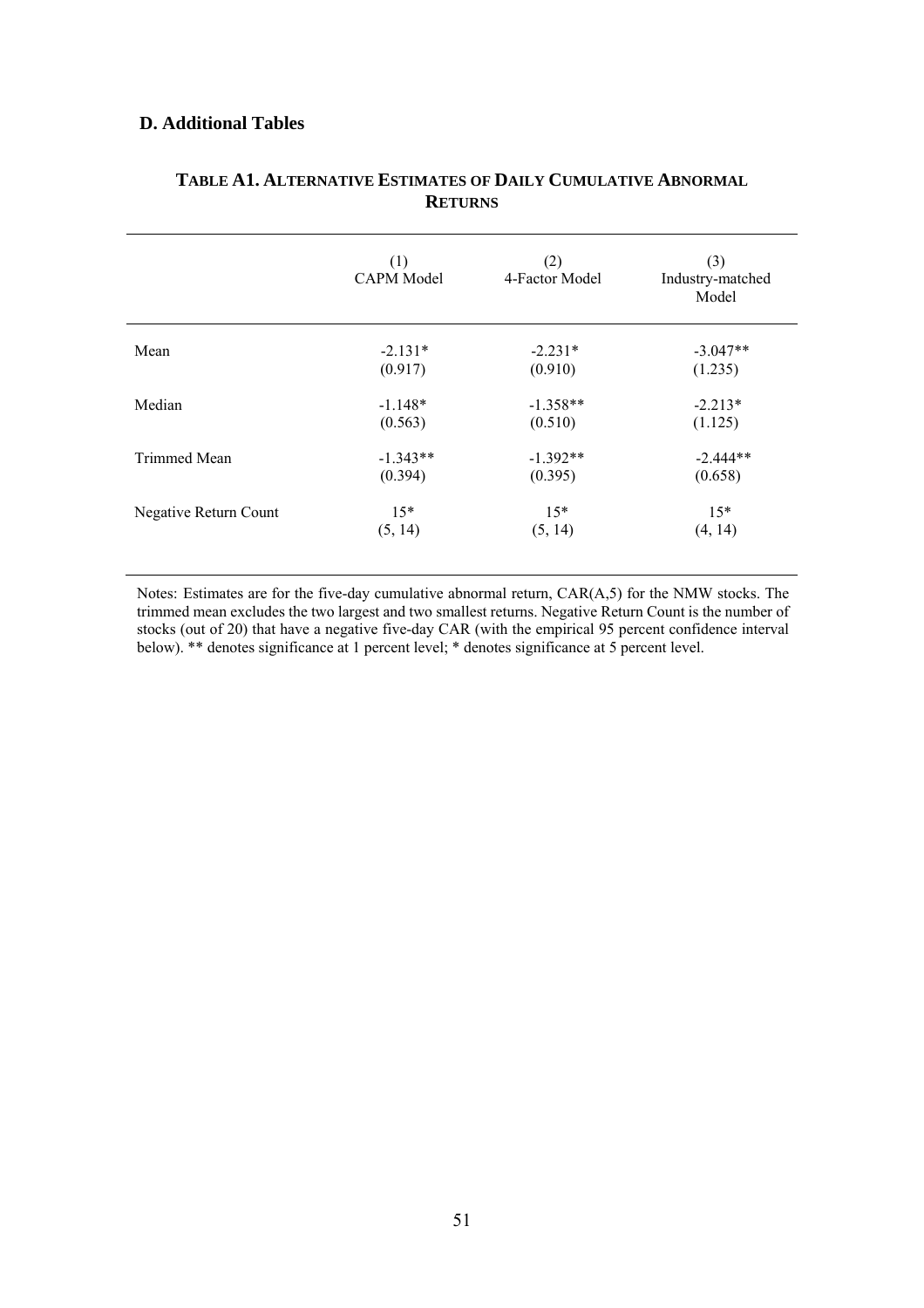## D. Additional Tables

**TABLE A1. ALTERNATIVE ESTIMATES OF DAILY CUMULATIVE ABNORMAL RETURNS**

| | (1) CAPM Model | (2) 4-Factor Model | (3) Industry-matched Model |
|---|---|---|---|
| Mean | -2.131* | -2.231* | -3.047** |
| | (0.917) | (0.910) | (1.235) |
| Median | -1.148* | -1.358** | -2.213* |
| | (0.563) | (0.510) | (1.125) |
| Trimmed Mean | -1.343** | -1.392** | -2.444** |
| | (0.394) | (0.395) | (0.658) |
| Negative Return Count | 15* | 15* | 15* |
| | (5, 14) | (5, 14) | (4, 14) |

Notes: Estimates are for the five-day cumulative abnormal return, CAR(A,5) for the NMW stocks. The trimmed mean excludes the two largest and two smallest returns. Negative Return Count is the number of stocks (out of 20) that have a negative five-day CAR (with the empirical 95 percent confidence interval below). ** denotes significance at 1 percent level; * denotes significance at 5 percent level.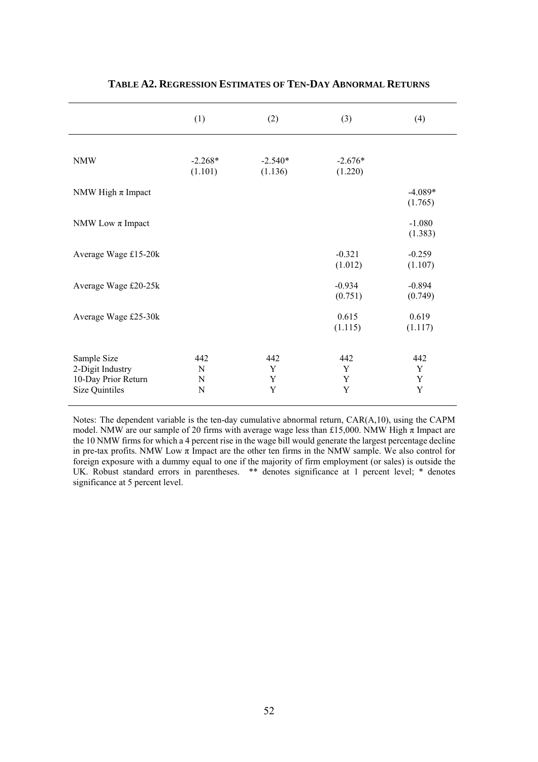## TABLE A2. REGRESSION ESTIMATES OF TEN-DAY ABNORMAL RETURNS

| | (1) | (2) | (3) | (4) |
|---|---|---|---|---|
| NMW | -2.268* | -2.540* | -2.676* | |
| | (1.101) | (1.136) | (1.220) | |
| NMW High π Impact | | | | -4.089* |
| | | | | (1.765) |
| NMW Low π Impact | | | | -1.080 |
| | | | | (1.383) |
| Average Wage £15-20k | | | -0.321 | -0.259 |
| | | | (1.012) | (1.107) |
| Average Wage £20-25k | | | -0.934 | -0.894 |
| | | | (0.751) | (0.749) |
| Average Wage £25-30k | | | 0.615 | 0.619 |
| | | | (1.115) | (1.117) |
| Sample Size | 442 | 442 | 442 | 442 |
| 2-Digit Industry | N | Y | Y | Y |
| 10-Day Prior Return | N | Y | Y | Y |
| Size Quintiles | N | Y | Y | Y |

Notes: The dependent variable is the ten-day cumulative abnormal return, CAR(A,10), using the CAPM model. NMW are our sample of 20 firms with average wage less than £15,000. NMW High π Impact are the 10 NMW firms for which a 4 percent rise in the wage bill would generate the largest percentage decline in pre-tax profits. NMW Low π Impact are the other ten firms in the NMW sample. We also control for foreign exposure with a dummy equal to one if the majority of firm employment (or sales) is outside the UK. Robust standard errors in parentheses. ** denotes significance at 1 percent level; * denotes significance at 5 percent level.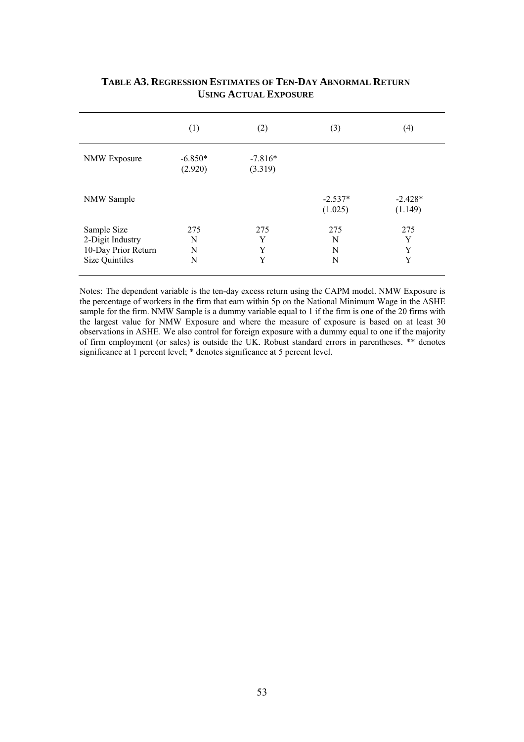**TABLE A3. REGRESSION ESTIMATES OF TEN-DAY ABNORMAL RETURN USING ACTUAL EXPOSURE**

| | (1) | (2) | (3) | (4) |
|---|---|---|---|---|
| NMW Exposure | -6.850* | -7.816* | | |
| | (2.920) | (3.319) | | |
| NMW Sample | | | -2.537* | -2.428* |
| | | | (1.025) | (1.149) |
| Sample Size | 275 | 275 | 275 | 275 |
| 2-Digit Industry | N | Y | N | Y |
| 10-Day Prior Return | N | Y | N | Y |
| Size Quintiles | N | Y | N | Y |

Notes: The dependent variable is the ten-day excess return using the CAPM model. NMW Exposure is the percentage of workers in the firm that earn within 5p on the National Minimum Wage in the ASHE sample for the firm. NMW Sample is a dummy variable equal to 1 if the firm is one of the 20 firms with the largest value for NMW Exposure and where the measure of exposure is based on at least 30 observations in ASHE. We also control for foreign exposure with a dummy equal to one if the majority of firm employment (or sales) is outside the UK. Robust standard errors in parentheses. ** denotes significance at 1 percent level; * denotes significance at 5 percent level.